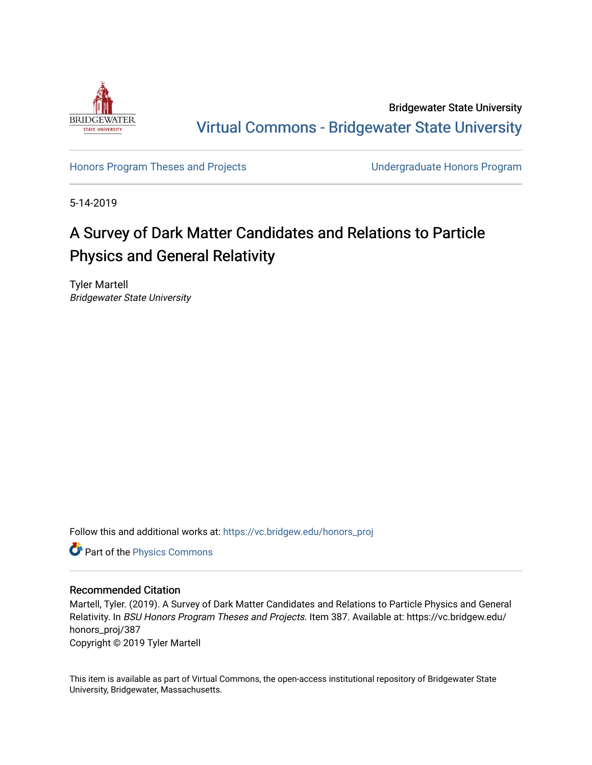Bridgewater State University

Virtual Commons - Bridgewater State University

Honors Program Theses and Projects

Undergraduate Honors Program

5-14-2019

# A Survey of Dark Matter Candidates and Relations to Particle Physics and General Relativity

Tyler Martell
*Bridgewater State University*

Follow this and additional works at: https://vc.bridgew.edu/honors_proj

Part of the Physics Commons

## Recommended Citation

Martell, Tyler. (2019). A Survey of Dark Matter Candidates and Relations to Particle Physics and General Relativity. In *BSU Honors Program Theses and Projects.* Item 387. Available at: https://vc.bridgew.edu/honors_proj/387

Copyright © 2019 Tyler Martell

This item is available as part of Virtual Commons, the open-access institutional repository of Bridgewater State University, Bridgewater, Massachusetts.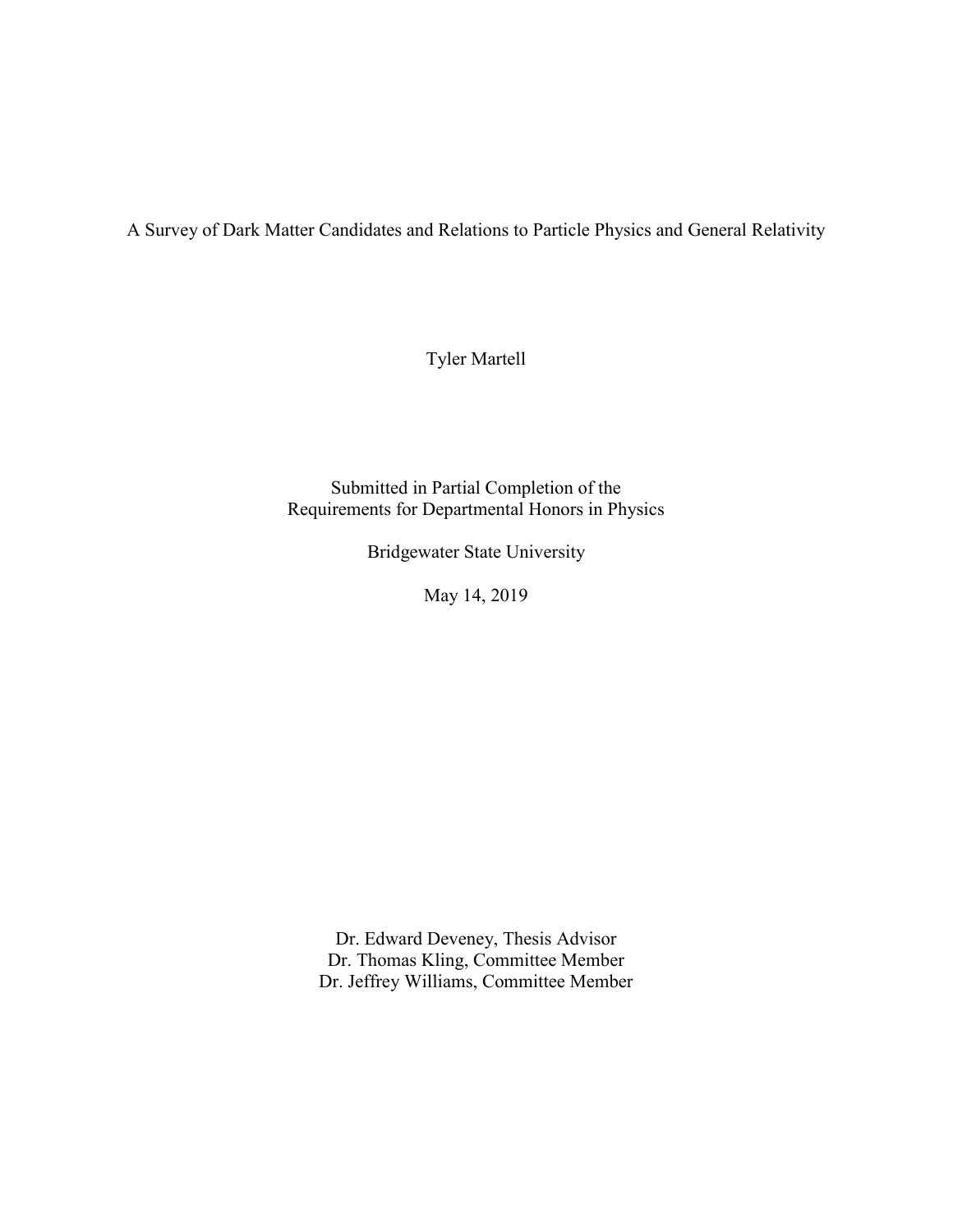A Survey of Dark Matter Candidates and Relations to Particle Physics and General Relativity

Tyler Martell

Submitted in Partial Completion of the
Requirements for Departmental Honors in Physics

Bridgewater State University

May 14, 2019

Dr. Edward Deveney, Thesis Advisor
Dr. Thomas Kling, Committee Member
Dr. Jeffrey Williams, Committee Member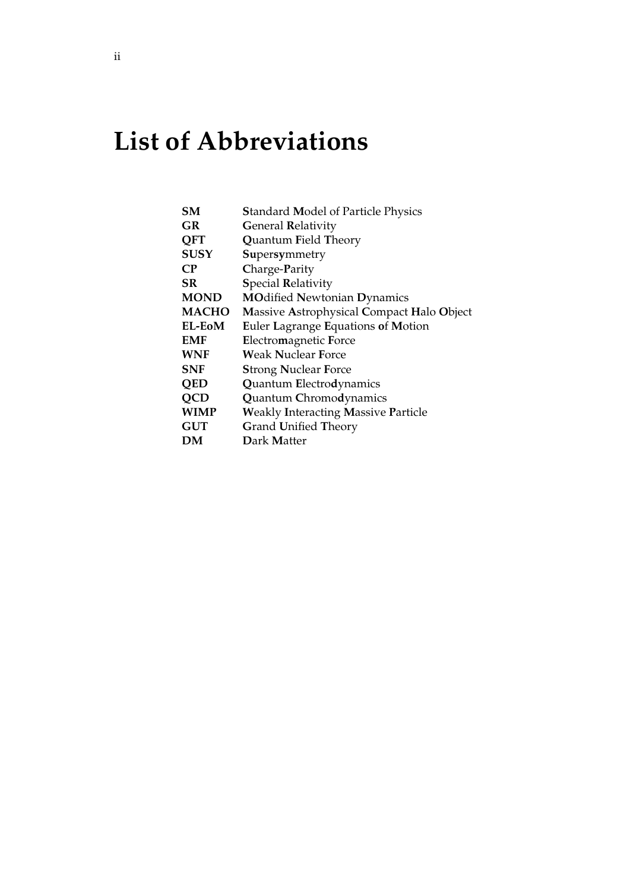# List of Abbreviations

| | |
|---|---|
| **SM** | **S**tandard **M**odel of Particle Physics |
| **GR** | **G**eneral **R**elativity |
| **QFT** | **Q**uantum **F**ield **T**heory |
| **SUSY** | **Su**per**sy**mmetry |
| **CP** | **C**harge-**P**arity |
| **SR** | **S**pecial **R**elativity |
| **MOND** | **MO**dified **N**ewtonian **D**ynamics |
| **MACHO** | **M**assive **A**strophysical **C**ompact **H**alo **O**bject |
| **EL-EoM** | **E**uler **L**agrange **E**quations **o**f **M**otion |
| **EMF** | **E**lectro**m**agnetic **F**orce |
| **WNF** | **W**eak **N**uclear **F**orce |
| **SNF** | **S**trong **N**uclear **F**orce |
| **QED** | **Q**uantum **E**lectro**d**ynamics |
| **QCD** | **Q**uantum **C**hromo**d**ynamics |
| **WIMP** | **W**eakly **I**nteracting **M**assive **P**article |
| **GUT** | **G**rand **U**nified **T**heory |
| **DM** | **D**ark **M**atter |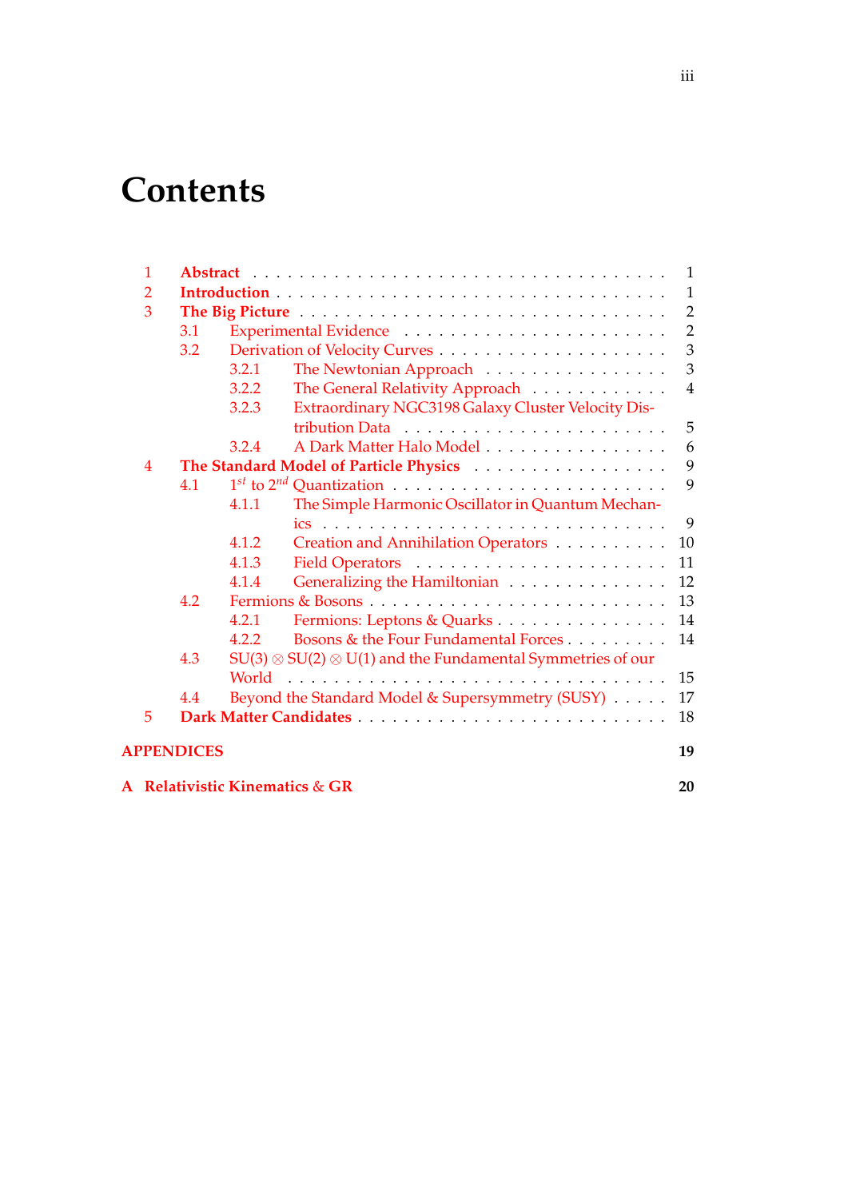# Contents

- 1 **Abstract** 1
- 2 **Introduction** 1
- 3 **The Big Picture** 2
  - 3.1 Experimental Evidence 2
  - 3.2 Derivation of Velocity Curves 3
    - 3.2.1 The Newtonian Approach 3
    - 3.2.2 The General Relativity Approach 4
    - 3.2.3 Extraordinary NGC3198 Galaxy Cluster Velocity Distribution Data 5
    - 3.2.4 A Dark Matter Halo Model 6
- 4 **The Standard Model of Particle Physics** 9
  - 4.1 $1^{st}$ to $2^{nd}$ Quantization 9
    - 4.1.1 The Simple Harmonic Oscillator in Quantum Mechanics 9
    - 4.1.2 Creation and Annihilation Operators 10
    - 4.1.3 Field Operators 11
    - 4.1.4 Generalizing the Hamiltonian 12
  - 4.2 Fermions & Bosons 13
    - 4.2.1 Fermions: Leptons & Quarks 14
    - 4.2.2 Bosons & the Four Fundamental Forces 14
  - 4.3 SU(3) $\otimes$ SU(2) $\otimes$ U(1) and the Fundamental Symmetries of our World 15
  - 4.4 Beyond the Standard Model & Supersymmetry (SUSY) 17
- 5 **Dark Matter Candidates** 18

**APPENDICES** 19

**A Relativistic Kinematics & GR** 20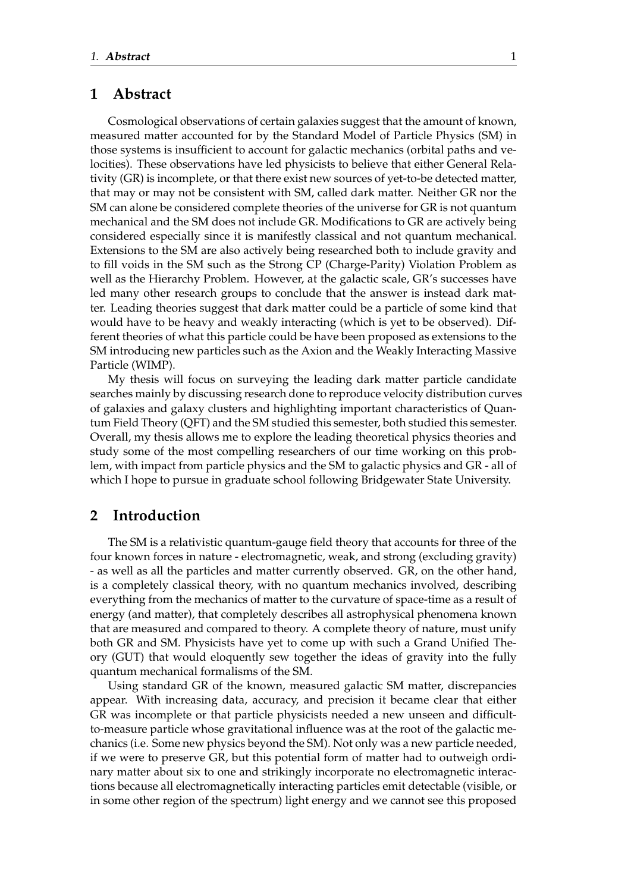# 1 Abstract

Cosmological observations of certain galaxies suggest that the amount of known, measured matter accounted for by the Standard Model of Particle Physics (SM) in those systems is insufficient to account for galactic mechanics (orbital paths and velocities). These observations have led physicists to believe that either General Relativity (GR) is incomplete, or that there exist new sources of yet-to-be detected matter, that may or may not be consistent with SM, called dark matter. Neither GR nor the SM can alone be considered complete theories of the universe for GR is not quantum mechanical and the SM does not include GR. Modifications to GR are actively being considered especially since it is manifestly classical and not quantum mechanical. Extensions to the SM are also actively being researched both to include gravity and to fill voids in the SM such as the Strong CP (Charge-Parity) Violation Problem as well as the Hierarchy Problem. However, at the galactic scale, GR's successes have led many other research groups to conclude that the answer is instead dark matter. Leading theories suggest that dark matter could be a particle of some kind that would have to be heavy and weakly interacting (which is yet to be observed). Different theories of what this particle could be have been proposed as extensions to the SM introducing new particles such as the Axion and the Weakly Interacting Massive Particle (WIMP).

My thesis will focus on surveying the leading dark matter particle candidate searches mainly by discussing research done to reproduce velocity distribution curves of galaxies and galaxy clusters and highlighting important characteristics of Quantum Field Theory (QFT) and the SM studied this semester, both studied this semester. Overall, my thesis allows me to explore the leading theoretical physics theories and study some of the most compelling researchers of our time working on this problem, with impact from particle physics and the SM to galactic physics and GR - all of which I hope to pursue in graduate school following Bridgewater State University.

# 2 Introduction

The SM is a relativistic quantum-gauge field theory that accounts for three of the four known forces in nature - electromagnetic, weak, and strong (excluding gravity) - as well as all the particles and matter currently observed. GR, on the other hand, is a completely classical theory, with no quantum mechanics involved, describing everything from the mechanics of matter to the curvature of space-time as a result of energy (and matter), that completely describes all astrophysical phenomena known that are measured and compared to theory. A complete theory of nature, must unify both GR and SM. Physicists have yet to come up with such a Grand Unified Theory (GUT) that would eloquently sew together the ideas of gravity into the fully quantum mechanical formalisms of the SM.

Using standard GR of the known, measured galactic SM matter, discrepancies appear. With increasing data, accuracy, and precision it became clear that either GR was incomplete or that particle physicists needed a new unseen and difficult-to-measure particle whose gravitational influence was at the root of the galactic mechanics (i.e. Some new physics beyond the SM). Not only was a new particle needed, if we were to preserve GR, but this potential form of matter had to outweigh ordinary matter about six to one and strikingly incorporate no electromagnetic interactions because all electromagnetically interacting particles emit detectable (visible, or in some other region of the spectrum) light energy and we cannot see this proposed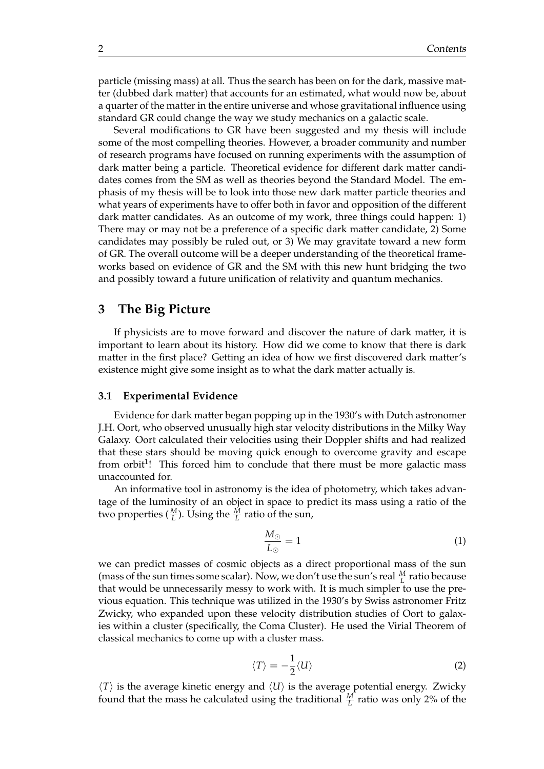particle (missing mass) at all. Thus the search has been on for the dark, massive matter (dubbed dark matter) that accounts for an estimated, what would now be, about a quarter of the matter in the entire universe and whose gravitational influence using standard GR could change the way we study mechanics on a galactic scale.

Several modifications to GR have been suggested and my thesis will include some of the most compelling theories. However, a broader community and number of research programs have focused on running experiments with the assumption of dark matter being a particle. Theoretical evidence for different dark matter candidates comes from the SM as well as theories beyond the Standard Model. The emphasis of my thesis will be to look into those new dark matter particle theories and what years of experiments have to offer both in favor and opposition of the different dark matter candidates. As an outcome of my work, three things could happen: 1) There may or may not be a preference of a specific dark matter candidate, 2) Some candidates may possibly be ruled out, or 3) We may gravitate toward a new form of GR. The overall outcome will be a deeper understanding of the theoretical frameworks based on evidence of GR and the SM with this new hunt bridging the two and possibly toward a future unification of relativity and quantum mechanics.

## 3 The Big Picture

If physicists are to move forward and discover the nature of dark matter, it is important to learn about its history. How did we come to know that there is dark matter in the first place? Getting an idea of how we first discovered dark matter's existence might give some insight as to what the dark matter actually is.

### 3.1 Experimental Evidence

Evidence for dark matter began popping up in the 1930's with Dutch astronomer J.H. Oort, who observed unusually high star velocity distributions in the Milky Way Galaxy. Oort calculated their velocities using their Doppler shifts and had realized that these stars should be moving quick enough to overcome gravity and escape from orbit[1]! This forced him to conclude that there must be more galactic mass unaccounted for.

An informative tool in astronomy is the idea of photometry, which takes advantage of the luminosity of an object in space to predict its mass using a ratio of the two properties ($\frac{M}{L}$). Using the $\frac{M}{L}$ ratio of the sun,

$$\frac{M_{\odot}}{L_{\odot}} = 1 \tag{1}$$

we can predict masses of cosmic objects as a direct proportional mass of the sun (mass of the sun times some scalar). Now, we don't use the sun's real $\frac{M}{L}$ ratio because that would be unnecessarily messy to work with. It is much simpler to use the previous equation. This technique was utilized in the 1930's by Swiss astronomer Fritz Zwicky, who expanded upon these velocity distribution studies of Oort to galaxies within a cluster (specifically, the Coma Cluster). He used the Virial Theorem of classical mechanics to come up with a cluster mass.

$$\langle T \rangle = -\frac{1}{2}\langle U \rangle \tag{2}$$

$\langle T \rangle$ is the average kinetic energy and $\langle U \rangle$ is the average potential energy. Zwicky found that the mass he calculated using the traditional $\frac{M}{L}$ ratio was only 2% of the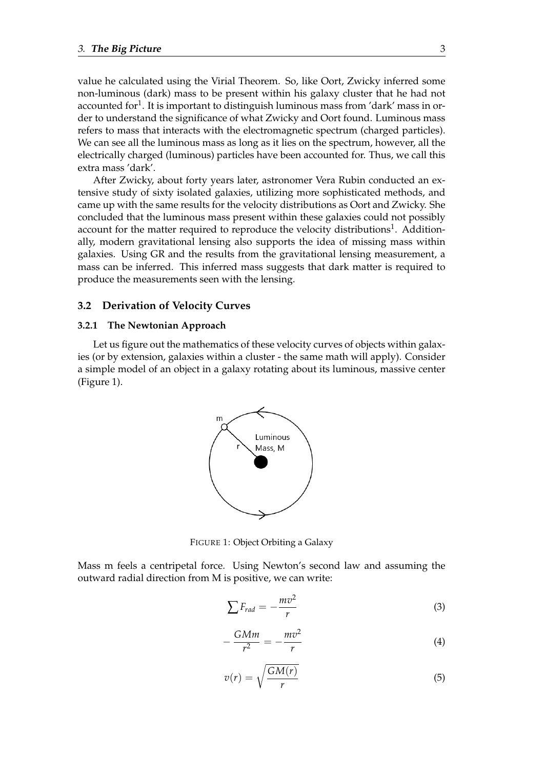value he calculated using the Virial Theorem. So, like Oort, Zwicky inferred some non-luminous (dark) mass to be present within his galaxy cluster that he had not accounted for[1]. It is important to distinguish luminous mass from 'dark' mass in order to understand the significance of what Zwicky and Oort found. Luminous mass refers to mass that interacts with the electromagnetic spectrum (charged particles). We can see all the luminous mass as long as it lies on the spectrum, however, all the electrically charged (luminous) particles have been accounted for. Thus, we call this extra mass 'dark'.

After Zwicky, about forty years later, astronomer Vera Rubin conducted an extensive study of sixty isolated galaxies, utilizing more sophisticated methods, and came up with the same results for the velocity distributions as Oort and Zwicky. She concluded that the luminous mass present within these galaxies could not possibly account for the matter required to reproduce the velocity distributions[1]. Additionally, modern gravitational lensing also supports the idea of missing mass within galaxies. Using GR and the results from the gravitational lensing measurement, a mass can be inferred. This inferred mass suggests that dark matter is required to produce the measurements seen with the lensing.

### 3.2 Derivation of Velocity Curves

#### 3.2.1 The Newtonian Approach

Let us figure out the mathematics of these velocity curves of objects within galaxies (or by extension, galaxies within a cluster - the same math will apply). Consider a simple model of an object in a galaxy rotating about its luminous, massive center (Figure 1).

FIGURE 1: Object Orbiting a Galaxy

Mass m feels a centripetal force. Using Newton's second law and assuming the outward radial direction from M is positive, we can write:

$$\sum F_{rad} = -\frac{mv^2}{r} \tag{3}$$

$$-\frac{GMm}{r^2} = -\frac{mv^2}{r} \tag{4}$$

$$v(r) = \sqrt{\frac{GM(r)}{r}} \tag{5}$$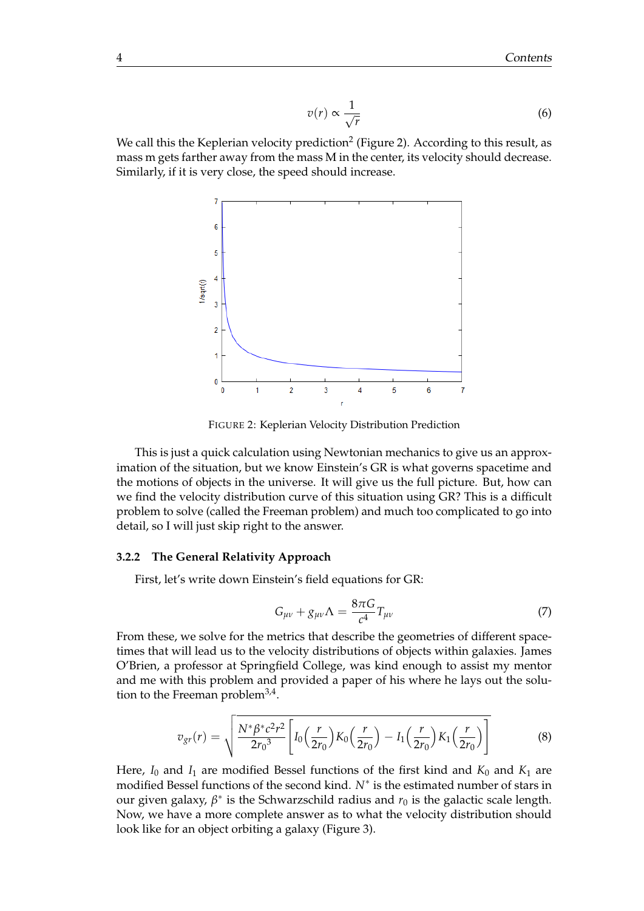$$v(r) \propto \frac{1}{\sqrt{r}} \tag{6}$$

We call this the Keplerian velocity prediction[2] (Figure 2). According to this result, as mass m gets farther away from the mass M in the center, its velocity should decrease. Similarly, if it is very close, the speed should increase.

FIGURE 2: Keplerian Velocity Distribution Prediction

This is just a quick calculation using Newtonian mechanics to give us an approximation of the situation, but we know Einstein's GR is what governs spacetime and the motions of objects in the universe. It will give us the full picture. But, how can we find the velocity distribution curve of this situation using GR? This is a difficult problem to solve (called the Freeman problem) and much too complicated to go into detail, so I will just skip right to the answer.

### 3.2.2 The General Relativity Approach

First, let's write down Einstein's field equations for GR:

$$G_{\mu\nu} + g_{\mu\nu}\Lambda = \frac{8\pi G}{c^4} T_{\mu\nu} \tag{7}$$

From these, we solve for the metrics that describe the geometries of different spacetimes that will lead us to the velocity distributions of objects within galaxies. James O'Brien, a professor at Springfield College, was kind enough to assist my mentor and me with this problem and provided a paper of his where he lays out the solution to the Freeman problem[3,4].

$$v_{gr}(r) = \sqrt{\frac{N^* \beta^* c^2 r^2}{2{r_0}^3}\left[I_0\left(\frac{r}{2r_0}\right)K_0\left(\frac{r}{2r_0}\right) - I_1\left(\frac{r}{2r_0}\right)K_1\left(\frac{r}{2r_0}\right)\right]} \tag{8}$$

Here, $I_0$ and $I_1$ are modified Bessel functions of the first kind and $K_0$ and $K_1$ are modified Bessel functions of the second kind. $N^*$ is the estimated number of stars in our given galaxy, $\beta^*$ is the Schwarzschild radius and $r_0$ is the galactic scale length. Now, we have a more complete answer as to what the velocity distribution should look like for an object orbiting a galaxy (Figure 3).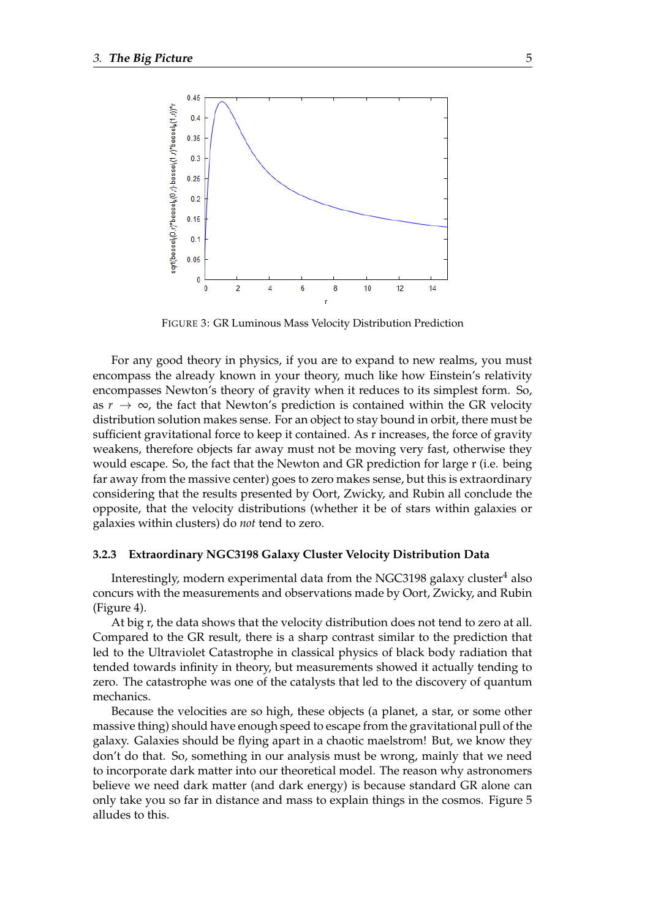FIGURE 3: GR Luminous Mass Velocity Distribution Prediction

For any good theory in physics, if you are to expand to new realms, you must encompass the already known in your theory, much like how Einstein's relativity encompasses Newton's theory of gravity when it reduces to its simplest form. So, as $r \rightarrow \infty$, the fact that Newton's prediction is contained within the GR velocity distribution solution makes sense. For an object to stay bound in orbit, there must be sufficient gravitational force to keep it contained. As r increases, the force of gravity weakens, therefore objects far away must not be moving very fast, otherwise they would escape. So, the fact that the Newton and GR prediction for large r (i.e. being far away from the massive center) goes to zero makes sense, but this is extraordinary considering that the results presented by Oort, Zwicky, and Rubin all conclude the opposite, that the velocity distributions (whether it be of stars within galaxies or galaxies within clusters) do *not* tend to zero.

### 3.2.3 Extraordinary NGC3198 Galaxy Cluster Velocity Distribution Data

Interestingly, modern experimental data from the NGC3198 galaxy cluster[4] also concurs with the measurements and observations made by Oort, Zwicky, and Rubin (Figure 4).

At big r, the data shows that the velocity distribution does not tend to zero at all. Compared to the GR result, there is a sharp contrast similar to the prediction that led to the Ultraviolet Catastrophe in classical physics of black body radiation that tended towards infinity in theory, but measurements showed it actually tending to zero. The catastrophe was one of the catalysts that led to the discovery of quantum mechanics.

Because the velocities are so high, these objects (a planet, a star, or some other massive thing) should have enough speed to escape from the gravitational pull of the galaxy. Galaxies should be flying apart in a chaotic maelstrom! But, we know they don't do that. So, something in our analysis must be wrong, mainly that we need to incorporate dark matter into our theoretical model. The reason why astronomers believe we need dark matter (and dark energy) is because standard GR alone can only take you so far in distance and mass to explain things in the cosmos. Figure 5 alludes to this.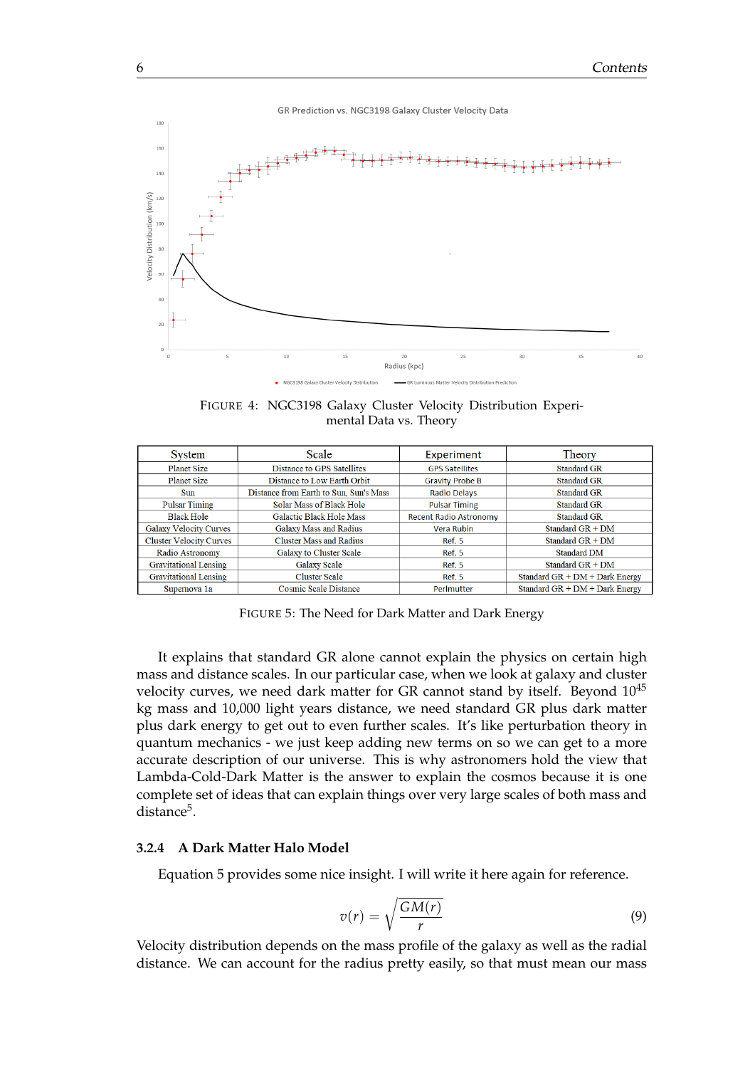GR Prediction vs. NGC3198 Galaxy Cluster Velocity Data

FIGURE 4: NGC3198 Galaxy Cluster Velocity Distribution Experimental Data vs. Theory

| System | Scale | Experiment | Theory |
|---|---|---|---|
| Planet Size | Distance to GPS Satellites | GPS Satellites | Standard GR |
| Planet Size | Distance to Low Earth Orbit | Gravity Probe B | Standard GR |
| Sun | Distance from Earth to Sun, Sun's Mass | Radio Delays | Standard GR |
| Pulsar Timing | Solar Mass of Black Hole | Pulsar Timing | Standard GR |
| Black Hole | Galactic Black Hole Mass | Recent Radio Astronomy | Standard GR |
| Galaxy Velocity Curves | Galaxy Mass and Radius | Vera Rubin | Standard GR + DM |
| Cluster Velocity Curves | Cluster Mass and Radius | Ref. 5 | Standard GR + DM |
| Radio Astronomy | Galaxy to Cluster Scale | Ref. 5 | Standard DM |
| Gravitational Lensing | Galaxy Scale | Ref. 5 | Standard GR + DM |
| Gravitational Lensing | Cluster Scale | Ref. 5 | Standard GR + DM + Dark Energy |
| Supernova 1a | Cosmic Scale Distance | Perlmutter | Standard GR + DM + Dark Energy |

FIGURE 5: The Need for Dark Matter and Dark Energy

It explains that standard GR alone cannot explain the physics on certain high mass and distance scales. In our particular case, when we look at galaxy and cluster velocity curves, we need dark matter for GR cannot stand by itself. Beyond $10^{45}$ kg mass and 10,000 light years distance, we need standard GR plus dark matter plus dark energy to get out to even further scales. It's like perturbation theory in quantum mechanics - we just keep adding new terms on so we can get to a more accurate description of our universe. This is why astronomers hold the view that Lambda-Cold-Dark Matter is the answer to explain the cosmos because it is one complete set of ideas that can explain things over very large scales of both mass and distance[5].

### 3.2.4 A Dark Matter Halo Model

Equation 5 provides some nice insight. I will write it here again for reference.

$$v(r) = \sqrt{\frac{GM(r)}{r}} \tag{9}$$

Velocity distribution depends on the mass profile of the galaxy as well as the radial distance. We can account for the radius pretty easily, so that must mean our mass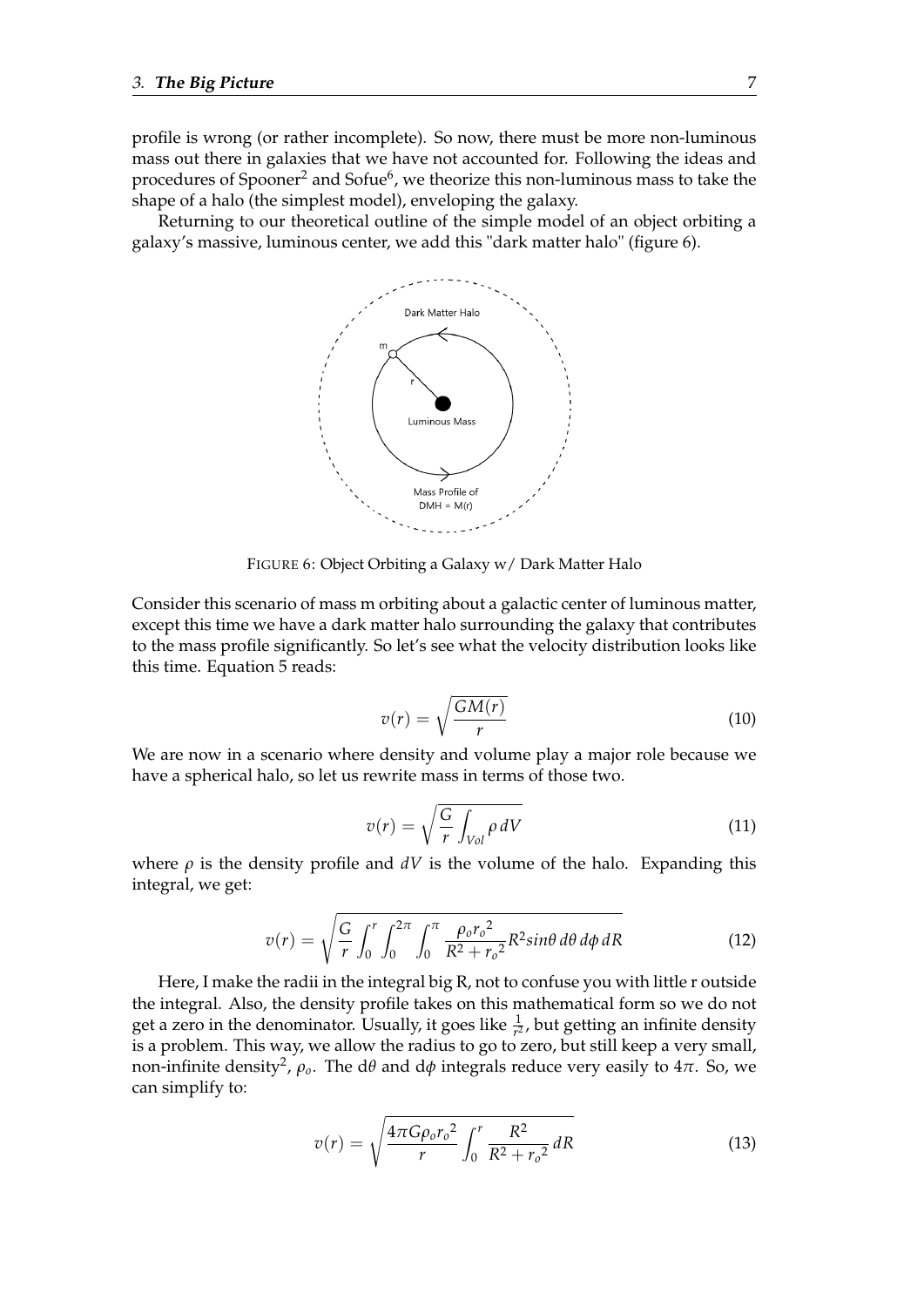profile is wrong (or rather incomplete). So now, there must be more non-luminous mass out there in galaxies that we have not accounted for. Following the ideas and procedures of Spooner[2] and Sofue[6], we theorize this non-luminous mass to take the shape of a halo (the simplest model), enveloping the galaxy.

Returning to our theoretical outline of the simple model of an object orbiting a galaxy's massive, luminous center, we add this "dark matter halo" (figure 6).

FIGURE 6: Object Orbiting a Galaxy w/ Dark Matter Halo

Consider this scenario of mass m orbiting about a galactic center of luminous matter, except this time we have a dark matter halo surrounding the galaxy that contributes to the mass profile significantly. So let's see what the velocity distribution looks like this time. Equation 5 reads:

$$v(r) = \sqrt{\frac{GM(r)}{r}} \tag{10}$$

We are now in a scenario where density and volume play a major role because we have a spherical halo, so let us rewrite mass in terms of those two.

$$v(r) = \sqrt{\frac{G}{r}\int_{Vol} \rho \, dV} \tag{11}$$

where $\rho$ is the density profile and $dV$ is the volume of the halo. Expanding this integral, we get:

$$v(r) = \sqrt{\frac{G}{r}\int_0^r \int_0^{2\pi} \int_0^{\pi} \frac{\rho_o {r_o}^2}{R^2 + {r_o}^2} R^2 sin\theta \, d\theta \, d\phi \, dR} \tag{12}$$

Here, I make the radii in the integral big R, not to confuse you with little r outside the integral. Also, the density profile takes on this mathematical form so we do not get a zero in the denominator. Usually, it goes like $\frac{1}{r^2}$, but getting an infinite density is a problem. This way, we allow the radius to go to zero, but still keep a very small, non-infinite density[2], $\rho_o$. The d$\theta$ and d$\phi$ integrals reduce very easily to $4\pi$. So, we can simplify to:

$$v(r) = \sqrt{\frac{4\pi G \rho_o {r_o}^2}{r}\int_0^r \frac{R^2}{R^2 + {r_o}^2} \, dR} \tag{13}$$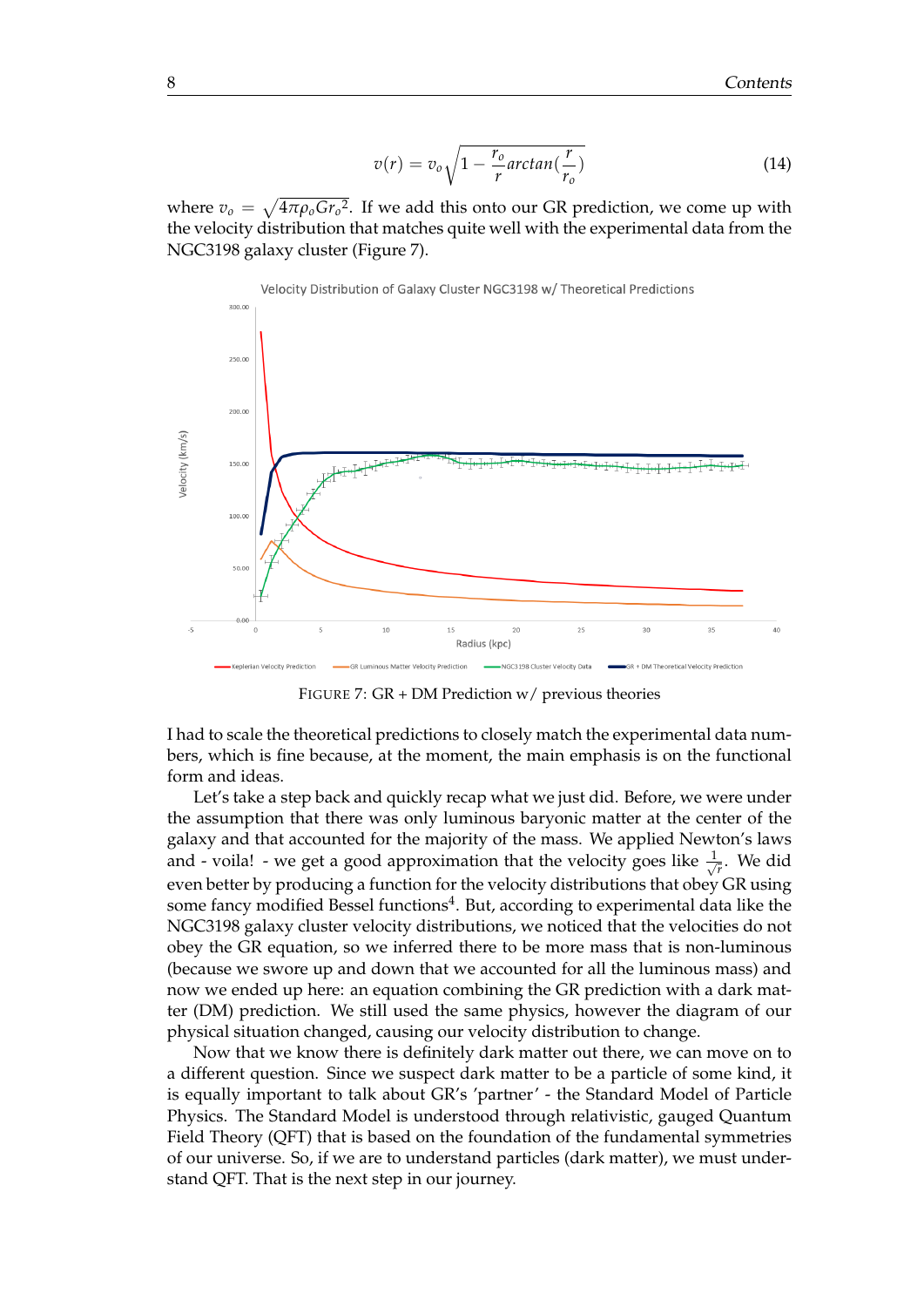$$v(r) = v_o \sqrt{1 - \frac{r_o}{r} arctan(\frac{r}{r_o})} \tag{14}$$

where $v_o = \sqrt{4\pi\rho_o G r_o{}^2}$. If we add this onto our GR prediction, we come up with the velocity distribution that matches quite well with the experimental data from the NGC3198 galaxy cluster (Figure 7).

FIGURE 7: GR + DM Prediction w/ previous theories

I had to scale the theoretical predictions to closely match the experimental data numbers, which is fine because, at the moment, the main emphasis is on the functional form and ideas.

Let's take a step back and quickly recap what we just did. Before, we were under the assumption that there was only luminous baryonic matter at the center of the galaxy and that accounted for the majority of the mass. We applied Newton's laws and - voila! - we get a good approximation that the velocity goes like $\frac{1}{\sqrt{r}}$. We did even better by producing a function for the velocity distributions that obey GR using some fancy modified Bessel functions[4]. But, according to experimental data like the NGC3198 galaxy cluster velocity distributions, we noticed that the velocities do not obey the GR equation, so we inferred there to be more mass that is non-luminous (because we swore up and down that we accounted for all the luminous mass) and now we ended up here: an equation combining the GR prediction with a dark matter (DM) prediction. We still used the same physics, however the diagram of our physical situation changed, causing our velocity distribution to change.

Now that we know there is definitely dark matter out there, we can move on to a different question. Since we suspect dark matter to be a particle of some kind, it is equally important to talk about GR's 'partner' - the Standard Model of Particle Physics. The Standard Model is understood through relativistic, gauged Quantum Field Theory (QFT) that is based on the foundation of the fundamental symmetries of our universe. So, if we are to understand particles (dark matter), we must understand QFT. That is the next step in our journey.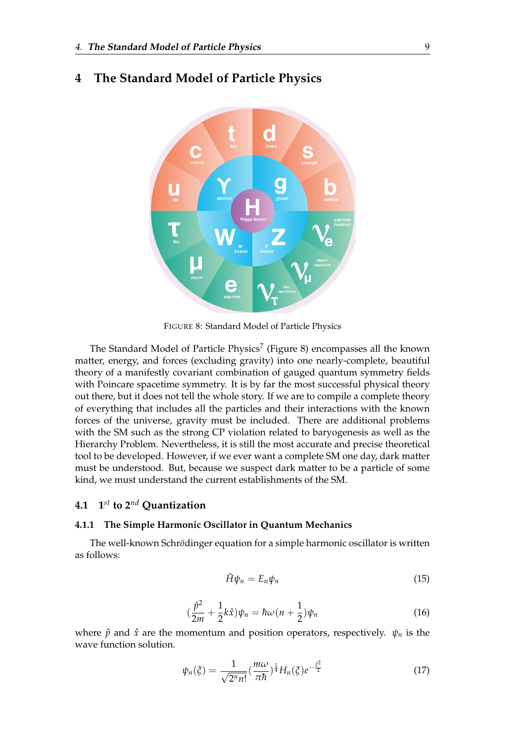# 4 The Standard Model of Particle Physics

FIGURE 8: Standard Model of Particle Physics

The Standard Model of Particle Physics[7] (Figure 8) encompasses all the known matter, energy, and forces (excluding gravity) into one nearly-complete, beautiful theory of a manifestly covariant combination of gauged quantum symmetry fields with Poincare spacetime symmetry. It is by far the most successful physical theory out there, but it does not tell the whole story. If we are to compile a complete theory of everything that includes all the particles and their interactions with the known forces of the universe, gravity must be included. There are additional problems with the SM such as the strong CP violation related to baryogenesis as well as the Hierarchy Problem. Nevertheless, it is still the most accurate and precise theoretical tool to be developed. However, if we ever want a complete SM one day, dark matter must be understood. But, because we suspect dark matter to be a particle of some kind, we must understand the current establishments of the SM.

## 4.1 $1^{st}$ to $2^{nd}$ Quantization

### 4.1.1 The Simple Harmonic Oscillator in Quantum Mechanics

The well-known Schrödinger equation for a simple harmonic oscillator is written as follows:

$$\hat{H}\psi_n = E_n\psi_n \tag{15}$$

$$(\frac{\hat{p}^2}{2m} + \frac{1}{2}k\hat{x})\psi_n = \hbar\omega(n + \frac{1}{2})\psi_n \tag{16}$$

where $\hat{p}$ and $\hat{x}$ are the momentum and position operators, respectively. $\psi_n$ is the wave function solution.

$$\psi_n(\xi) = \frac{1}{\sqrt{2^n n!}}(\frac{m\omega}{\pi\hbar})^{\frac{1}{4}}H_n(\xi)e^{-\frac{\xi^2}{2}} \tag{17}$$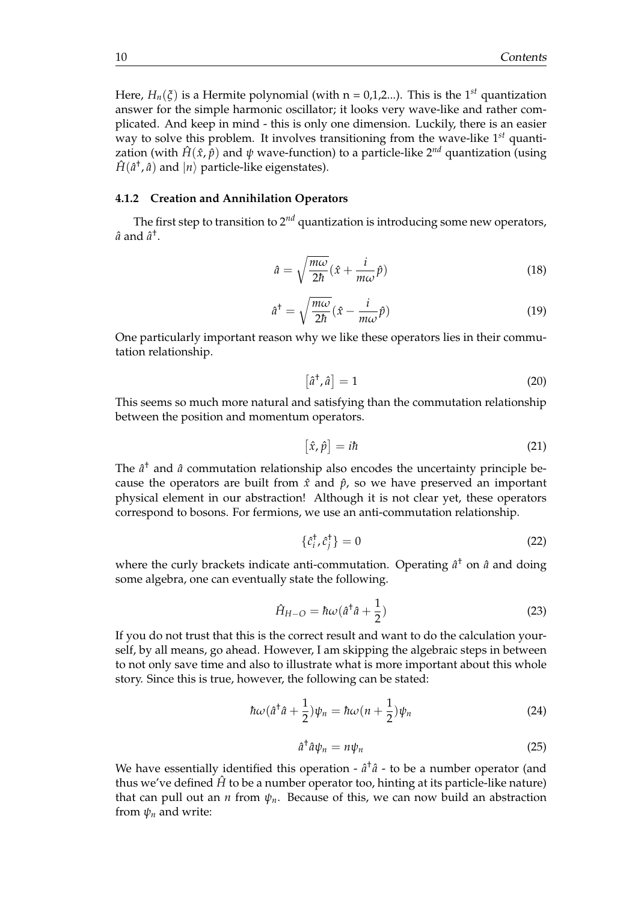Here, $H_n(\xi)$ is a Hermite polynomial (with n = 0,1,2...). This is the $1^{st}$ quantization answer for the simple harmonic oscillator; it looks very wave-like and rather complicated. And keep in mind - this is only one dimension. Luckily, there is an easier way to solve this problem. It involves transitioning from the wave-like $1^{st}$ quantization (with $\hat{H}(\hat{x}, \hat{p})$ and $\psi$ wave-function) to a particle-like $2^{nd}$ quantization (using $\hat{H}(\hat{a}^\dagger, \hat{a})$ and $|n\rangle$ particle-like eigenstates).

#### 4.1.2 Creation and Annihilation Operators

The first step to transition to $2^{nd}$ quantization is introducing some new operators, $\hat{a}$ and $\hat{a}^\dagger$.

$$\hat{a} = \sqrt{\frac{m\omega}{2\hbar}}(\hat{x} + \frac{i}{m\omega}\hat{p}) \tag{18}$$

$$\hat{a}^\dagger = \sqrt{\frac{m\omega}{2\hbar}}(\hat{x} - \frac{i}{m\omega}\hat{p}) \tag{19}$$

One particularly important reason why we like these operators lies in their commutation relationship.

$$\left[\hat{a}^\dagger, \hat{a}\right] = 1 \tag{20}$$

This seems so much more natural and satisfying than the commutation relationship between the position and momentum operators.

$$\left[\hat{x}, \hat{p}\right] = i\hbar \tag{21}$$

The $\hat{a}^\dagger$ and $\hat{a}$ commutation relationship also encodes the uncertainty principle because the operators are built from $\hat{x}$ and $\hat{p}$, so we have preserved an important physical element in our abstraction! Although it is not clear yet, these operators correspond to bosons. For fermions, we use an anti-commutation relationship.

$$\{\hat{c}_i^\dagger, \hat{c}_j^\dagger\} = 0 \tag{22}$$

where the curly brackets indicate anti-commutation. Operating $\hat{a}^\dagger$ on $\hat{a}$ and doing some algebra, one can eventually state the following.

$$\hat{H}_{H-O} = \hbar\omega(\hat{a}^\dagger\hat{a} + \frac{1}{2}) \tag{23}$$

If you do not trust that this is the correct result and want to do the calculation yourself, by all means, go ahead. However, I am skipping the algebraic steps in between to not only save time and also to illustrate what is more important about this whole story. Since this is true, however, the following can be stated:

$$\hbar\omega(\hat{a}^\dagger\hat{a} + \frac{1}{2})\psi_n = \hbar\omega(n + \frac{1}{2})\psi_n \tag{24}$$

$$\hat{a}^\dagger\hat{a}\psi_n = n\psi_n \tag{25}$$

We have essentially identified this operation - $\hat{a}^\dagger\hat{a}$ - to be a number operator (and thus we've defined $\hat{H}$ to be a number operator too, hinting at its particle-like nature) that can pull out an $n$ from $\psi_n$. Because of this, we can now build an abstraction from $\psi_n$ and write: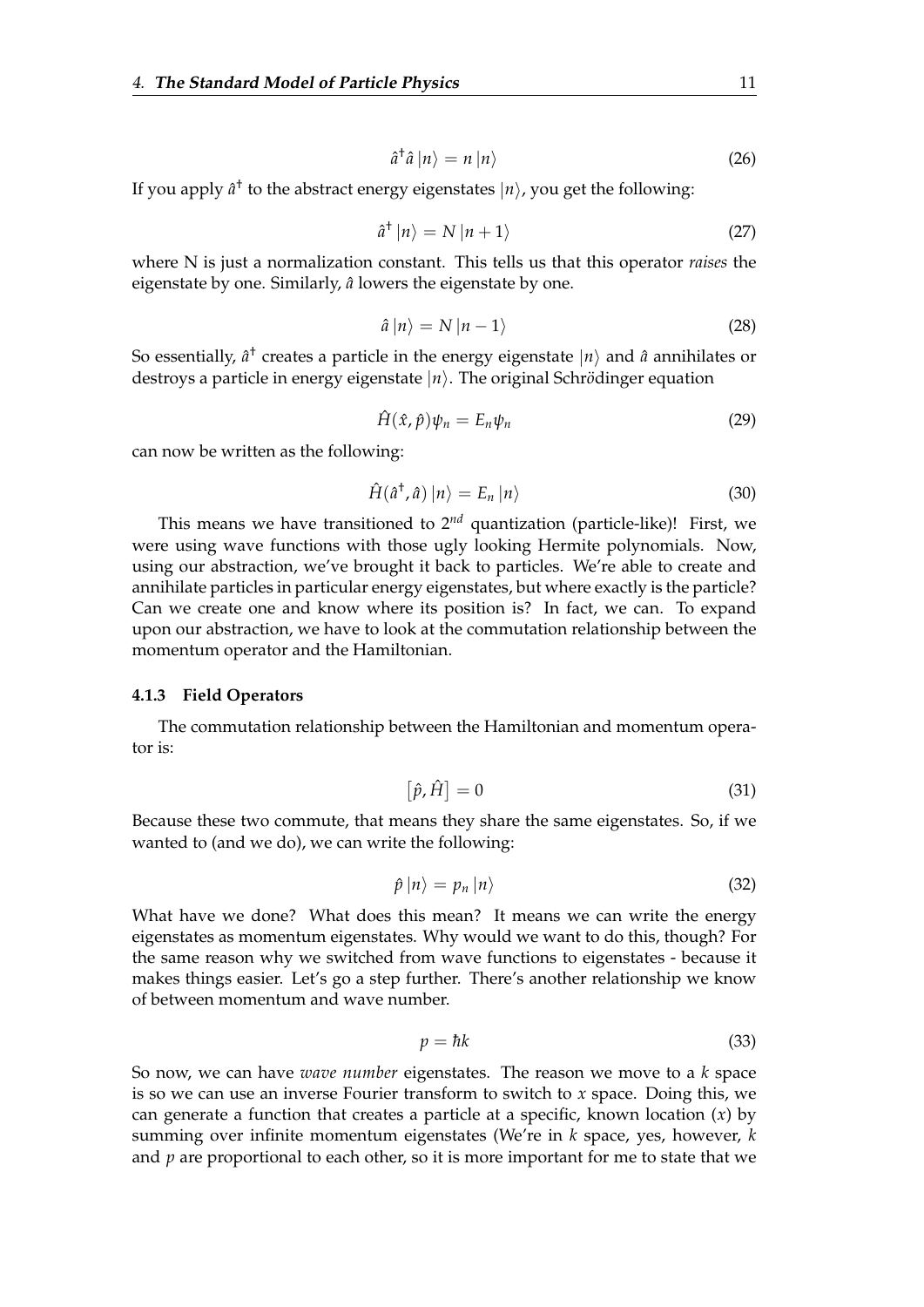$$\hat{a}^{\dagger}\hat{a}\left|n\right\rangle = n\left|n\right\rangle \tag{26}$$

If you apply $\hat{a}^{\dagger}$ to the abstract energy eigenstates $|n\rangle$, you get the following:

$$\hat{a}^{\dagger}\left|n\right\rangle = N\left|n+1\right\rangle \tag{27}$$

where N is just a normalization constant. This tells us that this operator *raises* the eigenstate by one. Similarly, $\hat{a}$ lowers the eigenstate by one.

$$\hat{a}\left|n\right\rangle = N\left|n-1\right\rangle \tag{28}$$

So essentially, $\hat{a}^{\dagger}$ creates a particle in the energy eigenstate $|n\rangle$ and $\hat{a}$ annihilates or destroys a particle in energy eigenstate $|n\rangle$. The original Schr*ö*dinger equation

$$\hat{H}(\hat{x},\hat{p})\psi_n = E_n\psi_n \tag{29}$$

can now be written as the following:

$$\hat{H}(\hat{a}^{\dagger},\hat{a})\left|n\right\rangle = E_n\left|n\right\rangle \tag{30}$$

This means we have transitioned to $2^{nd}$ quantization (particle-like)! First, we were using wave functions with those ugly looking Hermite polynomials. Now, using our abstraction, we've brought it back to particles. We're able to create and annihilate particles in particular energy eigenstates, but where exactly is the particle? Can we create one and know where its position is? In fact, we can. To expand upon our abstraction, we have to look at the commutation relationship between the momentum operator and the Hamiltonian.

### 4.1.3 Field Operators

The commutation relationship between the Hamiltonian and momentum operator is:

$$\left[\hat{p},\hat{H}\right] = 0 \tag{31}$$

Because these two commute, that means they share the same eigenstates. So, if we wanted to (and we do), we can write the following:

$$\hat{p}\left|n\right\rangle = p_n\left|n\right\rangle \tag{32}$$

What have we done? What does this mean? It means we can write the energy eigenstates as momentum eigenstates. Why would we want to do this, though? For the same reason why we switched from wave functions to eigenstates - because it makes things easier. Let's go a step further. There's another relationship we know of between momentum and wave number.

$$p = \hbar k \tag{33}$$

So now, we can have *wave number* eigenstates. The reason we move to a $k$ space is so we can use an inverse Fourier transform to switch to $x$ space. Doing this, we can generate a function that creates a particle at a specific, known location ($x$) by summing over infinite momentum eigenstates (We're in $k$ space, yes, however, $k$ and $p$ are proportional to each other, so it is more important for me to state that we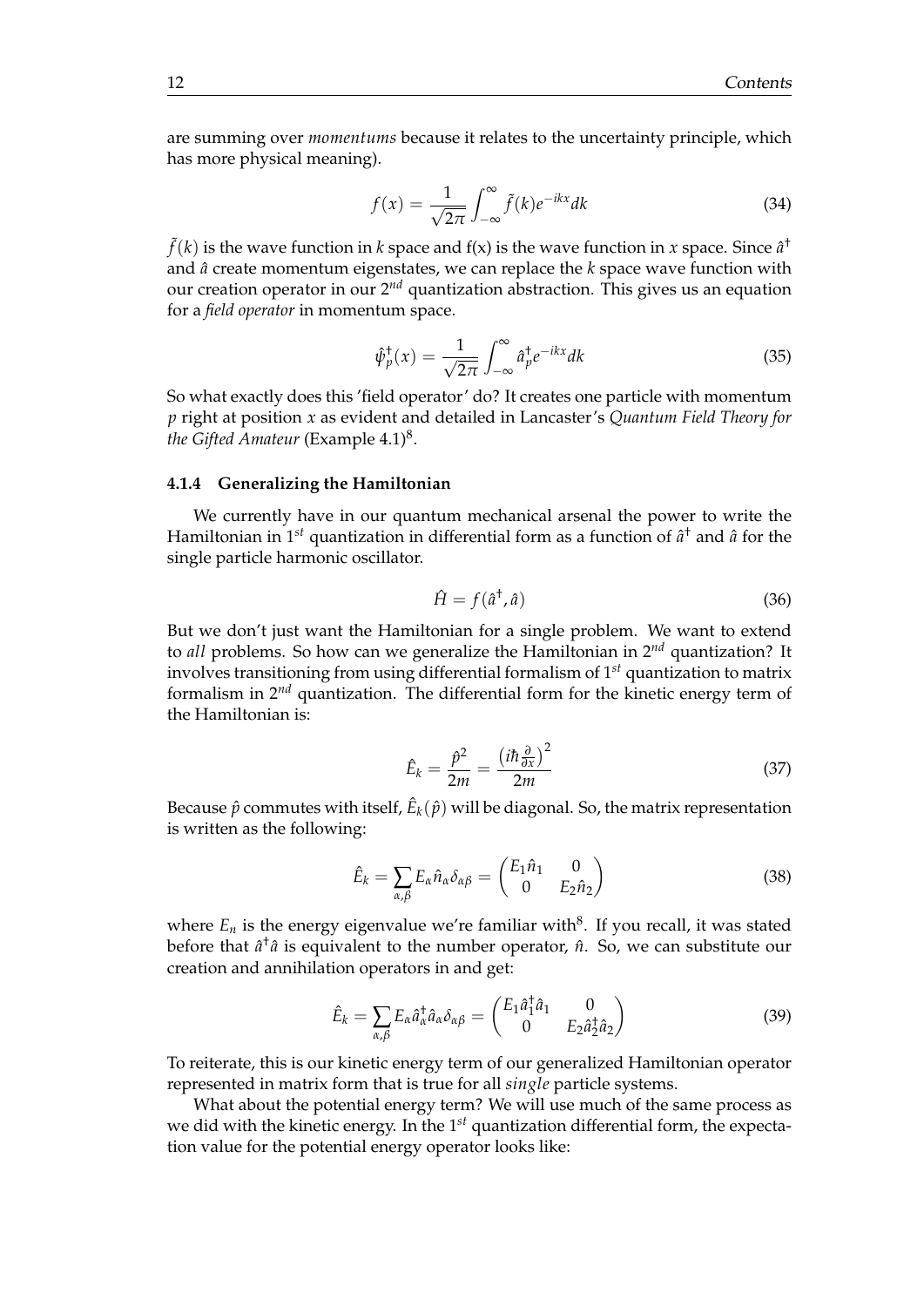are summing over *momentums* because it relates to the uncertainty principle, which has more physical meaning).

$$f(x) = \frac{1}{\sqrt{2\pi}} \int_{-\infty}^{\infty} \tilde{f}(k) e^{-ikx} dk \tag{34}$$

$\tilde{f}(k)$ is the wave function in $k$ space and f(x) is the wave function in $x$ space. Since $\hat{a}^{\dagger}$ and $\hat{a}$ create momentum eigenstates, we can replace the $k$ space wave function with our creation operator in our $2^{nd}$ quantization abstraction. This gives us an equation for a *field operator* in momentum space.

$$\hat{\psi}_p^{\dagger}(x) = \frac{1}{\sqrt{2\pi}} \int_{-\infty}^{\infty} \hat{a}_p^{\dagger} e^{-ikx} dk \tag{35}$$

So what exactly does this 'field operator' do? It creates one particle with momentum $p$ right at position $x$ as evident and detailed in Lancaster's *Quantum Field Theory for the Gifted Amateur* (Example 4.1)[8].

### 4.1.4 Generalizing the Hamiltonian

We currently have in our quantum mechanical arsenal the power to write the Hamiltonian in $1^{st}$ quantization in differential form as a function of $\hat{a}^{\dagger}$ and $\hat{a}$ for the single particle harmonic oscillator.

$$\hat{H} = f(\hat{a}^{\dagger}, \hat{a}) \tag{36}$$

But we don't just want the Hamiltonian for a single problem. We want to extend to *all* problems. So how can we generalize the Hamiltonian in $2^{nd}$ quantization? It involves transitioning from using differential formalism of $1^{st}$ quantization to matrix formalism in $2^{nd}$ quantization. The differential form for the kinetic energy term of the Hamiltonian is:

$$\hat{E}_k = \frac{\hat{p}^2}{2m} = \frac{\left(i\hbar \frac{\partial}{\partial x}\right)^2}{2m} \tag{37}$$

Because $\hat{p}$ commutes with itself, $\hat{E}_k(\hat{p})$ will be diagonal. So, the matrix representation is written as the following:

$$\hat{E}_k = \sum_{\alpha,\beta} E_{\alpha} \hat{n}_{\alpha} \delta_{\alpha\beta} = \begin{pmatrix} E_1 \hat{n}_1 & 0 \\ 0 & E_2 \hat{n}_2 \end{pmatrix} \tag{38}$$

where $E_n$ is the energy eigenvalue we're familiar with[8]. If you recall, it was stated before that $\hat{a}^{\dagger}\hat{a}$ is equivalent to the number operator, $\hat{n}$. So, we can substitute our creation and annihilation operators in and get:

$$\hat{E}_k = \sum_{\alpha,\beta} E_{\alpha} \hat{a}_{\alpha}^{\dagger} \hat{a}_{\alpha} \delta_{\alpha\beta} = \begin{pmatrix} E_1 \hat{a}_1^{\dagger} \hat{a}_1 & 0 \\ 0 & E_2 \hat{a}_2^{\dagger} \hat{a}_2 \end{pmatrix} \tag{39}$$

To reiterate, this is our kinetic energy term of our generalized Hamiltonian operator represented in matrix form that is true for all *single* particle systems.

What about the potential energy term? We will use much of the same process as we did with the kinetic energy. In the $1^{st}$ quantization differential form, the expectation value for the potential energy operator looks like: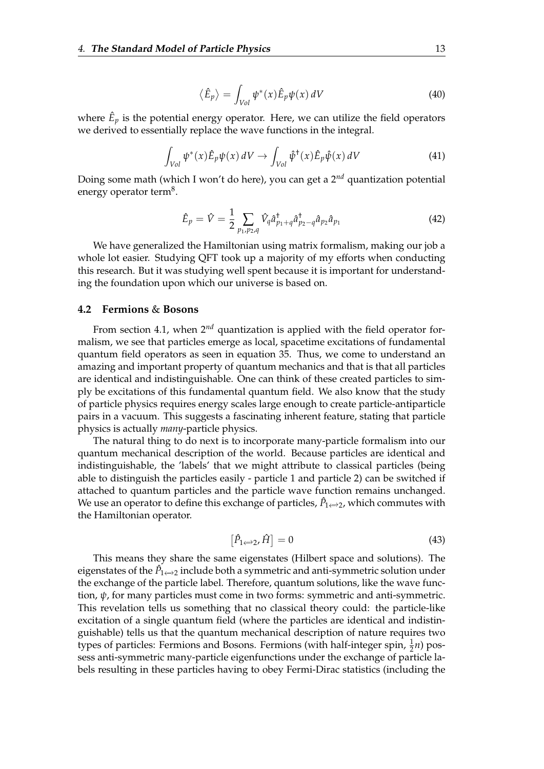$$\langle \hat{E}_p \rangle = \int_{Vol} \psi^*(x)\hat{E}_p\psi(x)\, dV \tag{40}$$

where $\hat{E}_p$ is the potential energy operator. Here, we can utilize the field operators we derived to essentially replace the wave functions in the integral.

$$\int_{Vol} \psi^*(x)\hat{E}_p\psi(x)\, dV \rightarrow \int_{Vol} \hat{\psi}^\dagger(x)\hat{E}_p\hat{\psi}(x)\, dV \tag{41}$$

Doing some math (which I won't do here), you can get a $2^{nd}$ quantization potential energy operator term[8].

$$\hat{E}_p = \hat{V} = \frac{1}{2}\sum_{p_1,p_2,q} \hat{V}_q \hat{a}^\dagger_{p_1+q}\hat{a}^\dagger_{p_2-q}\hat{a}_{p_2}\hat{a}_{p_1} \tag{42}$$

We have generalized the Hamiltonian using matrix formalism, making our job a whole lot easier. Studying QFT took up a majority of my efforts when conducting this research. But it was studying well spent because it is important for understanding the foundation upon which our universe is based on.

### 4.2 Fermions & Bosons

From section 4.1, when $2^{nd}$ quantization is applied with the field operator formalism, we see that particles emerge as local, spacetime excitations of fundamental quantum field operators as seen in equation 35. Thus, we come to understand an amazing and important property of quantum mechanics and that is that all particles are identical and indistinguishable. One can think of these created particles to simply be excitations of this fundamental quantum field. We also know that the study of particle physics requires energy scales large enough to create particle-antiparticle pairs in a vacuum. This suggests a fascinating inherent feature, stating that particle physics is actually *many*-particle physics.

The natural thing to do next is to incorporate many-particle formalism into our quantum mechanical description of the world. Because particles are identical and indistinguishable, the 'labels' that we might attribute to classical particles (being able to distinguish the particles easily - particle 1 and particle 2) can be switched if attached to quantum particles and the particle wave function remains unchanged. We use an operator to define this exchange of particles, $\hat{P}_{1\Longleftrightarrow 2}$, which commutes with the Hamiltonian operator.

$$\left[\hat{P}_{1\Longleftrightarrow 2}, \hat{H}\right] = 0 \tag{43}$$

This means they share the same eigenstates (Hilbert space and solutions). The eigenstates of the $\hat{P}_{1\Longleftrightarrow 2}$ include both a symmetric and anti-symmetric solution under the exchange of the particle label. Therefore, quantum solutions, like the wave function, $\psi$, for many particles must come in two forms: symmetric and anti-symmetric. This revelation tells us something that no classical theory could: the particle-like excitation of a single quantum field (where the particles are identical and indistinguishable) tells us that the quantum mechanical description of nature requires two types of particles: Fermions and Bosons. Fermions (with half-integer spin, $\frac{1}{2}n$) possess anti-symmetric many-particle eigenfunctions under the exchange of particle labels resulting in these particles having to obey Fermi-Dirac statistics (including the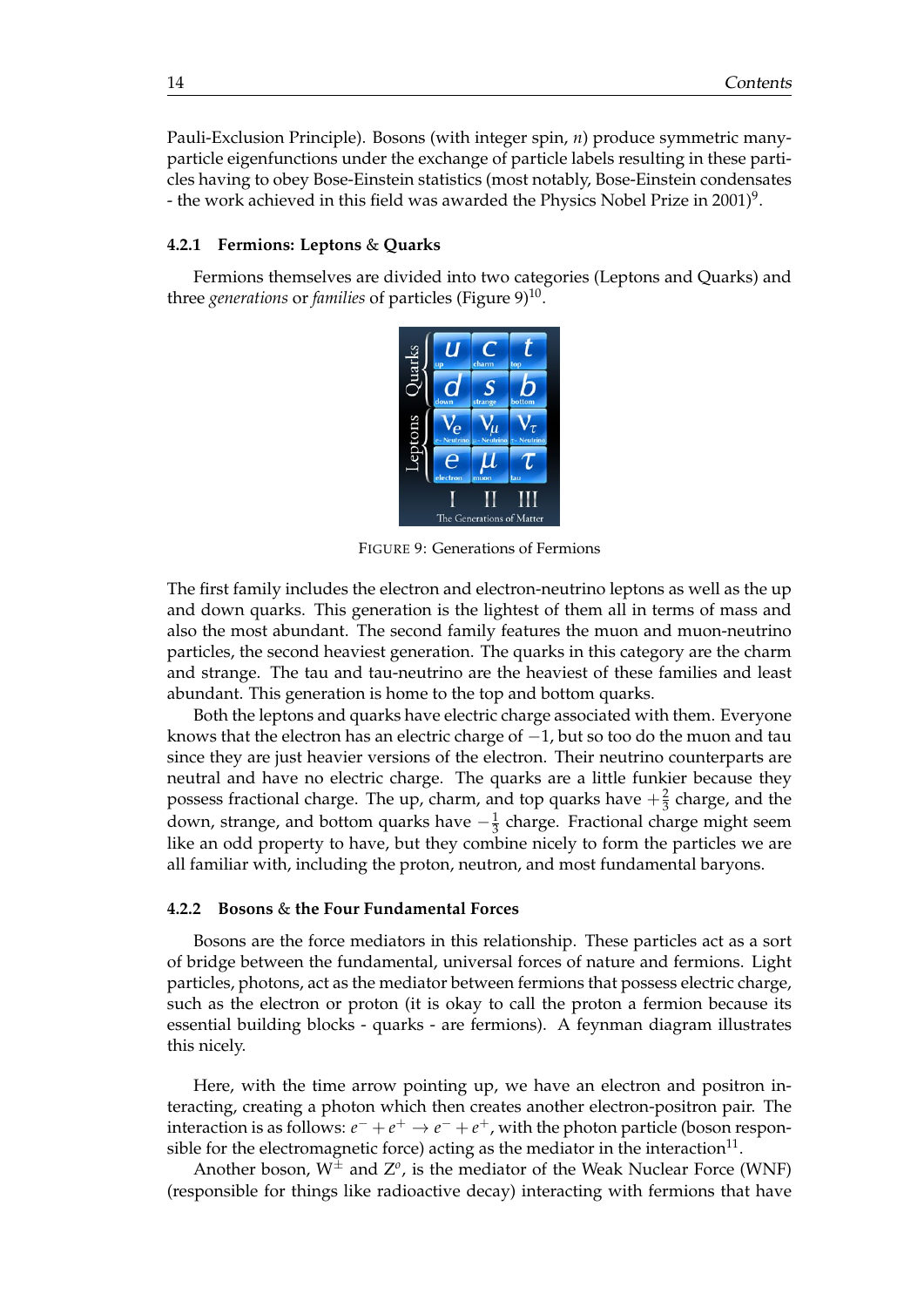Pauli-Exclusion Principle). Bosons (with integer spin, $n$) produce symmetric many-particle eigenfunctions under the exchange of particle labels resulting in these particles having to obey Bose-Einstein statistics (most notably, Bose-Einstein condensates - the work achieved in this field was awarded the Physics Nobel Prize in 2001)[9].

### 4.2.1 Fermions: Leptons & Quarks

Fermions themselves are divided into two categories (Leptons and Quarks) and three *generations* or *families* of particles (Figure 9)[10].

FIGURE 9: Generations of Fermions

The first family includes the electron and electron-neutrino leptons as well as the up and down quarks. This generation is the lightest of them all in terms of mass and also the most abundant. The second family features the muon and muon-neutrino particles, the second heaviest generation. The quarks in this category are the charm and strange. The tau and tau-neutrino are the heaviest of these families and least abundant. This generation is home to the top and bottom quarks.

Both the leptons and quarks have electric charge associated with them. Everyone knows that the electron has an electric charge of $-1$, but so too do the muon and tau since they are just heavier versions of the electron. Their neutrino counterparts are neutral and have no electric charge. The quarks are a little funkier because they possess fractional charge. The up, charm, and top quarks have $+\frac{2}{3}$ charge, and the down, strange, and bottom quarks have $-\frac{1}{3}$ charge. Fractional charge might seem like an odd property to have, but they combine nicely to form the particles we are all familiar with, including the proton, neutron, and most fundamental baryons.

### 4.2.2 Bosons & the Four Fundamental Forces

Bosons are the force mediators in this relationship. These particles act as a sort of bridge between the fundamental, universal forces of nature and fermions. Light particles, photons, act as the mediator between fermions that possess electric charge, such as the electron or proton (it is okay to call the proton a fermion because its essential building blocks - quarks - are fermions). A feynman diagram illustrates this nicely.

Here, with the time arrow pointing up, we have an electron and positron interacting, creating a photon which then creates another electron-positron pair. The interaction is as follows: $e^- + e^+ \rightarrow e^- + e^+$, with the photon particle (boson responsible for the electromagnetic force) acting as the mediator in the interaction[11].

Another boson, $W^{\pm}$ and $Z^o$, is the mediator of the Weak Nuclear Force (WNF) (responsible for things like radioactive decay) interacting with fermions that have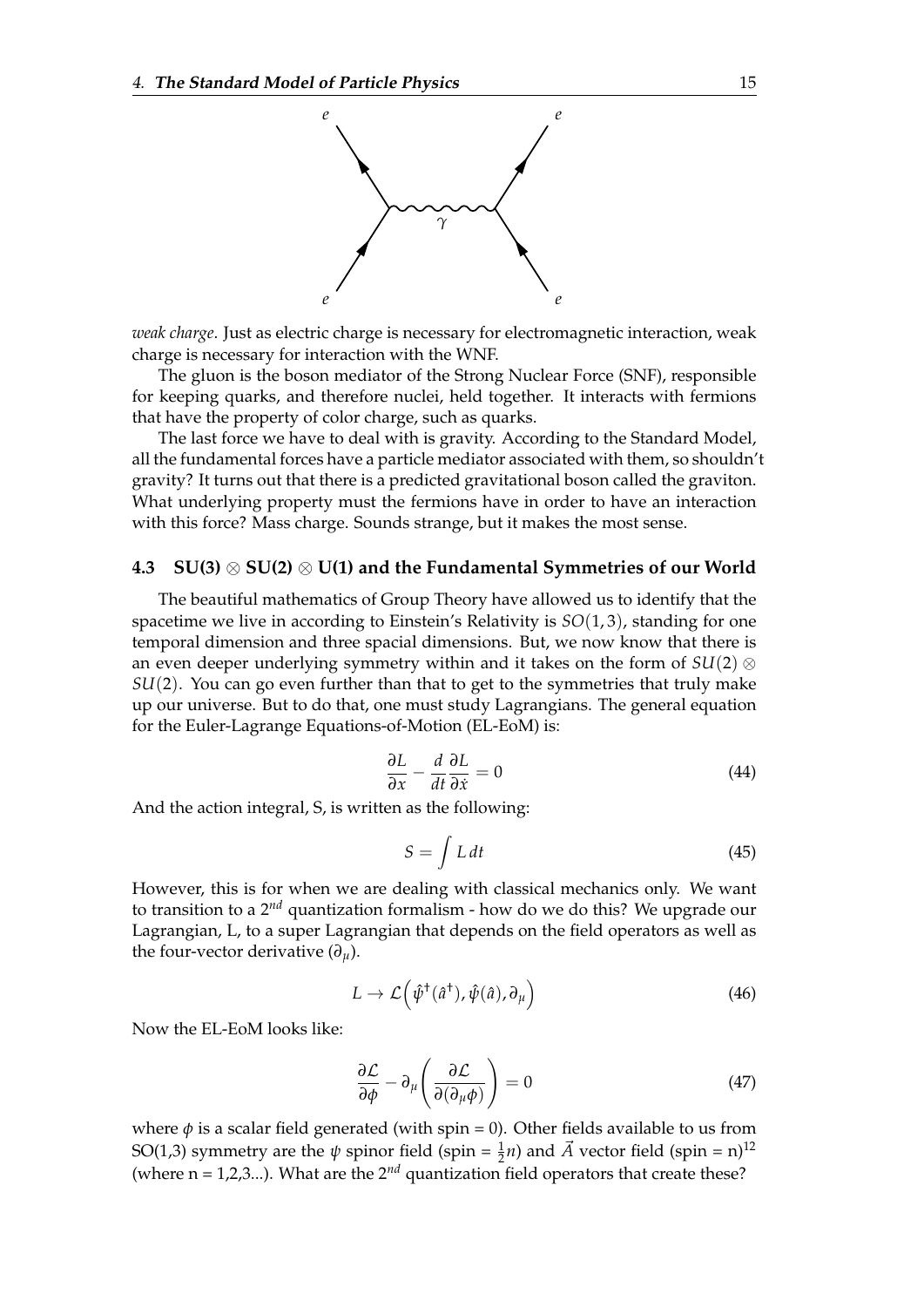*weak charge*. Just as electric charge is necessary for electromagnetic interaction, weak charge is necessary for interaction with the WNF.

The gluon is the boson mediator of the Strong Nuclear Force (SNF), responsible for keeping quarks, and therefore nuclei, held together. It interacts with fermions that have the property of color charge, such as quarks.

The last force we have to deal with is gravity. According to the Standard Model, all the fundamental forces have a particle mediator associated with them, so shouldn't gravity? It turns out that there is a predicted gravitational boson called the graviton. What underlying property must the fermions have in order to have an interaction with this force? Mass charge. Sounds strange, but it makes the most sense.

### 4.3 SU(3) ⊗ SU(2) ⊗ U(1) and the Fundamental Symmetries of our World

The beautiful mathematics of Group Theory have allowed us to identify that the spacetime we live in according to Einstein's Relativity is $SO(1,3)$, standing for one temporal dimension and three spacial dimensions. But, we now know that there is an even deeper underlying symmetry within and it takes on the form of $SU(2) \otimes SU(2)$. You can go even further than that to get to the symmetries that truly make up our universe. But to do that, one must study Lagrangians. The general equation for the Euler-Lagrange Equations-of-Motion (EL-EoM) is:

$$\frac{\partial L}{\partial x} - \frac{d}{dt}\frac{\partial L}{\partial \dot{x}} = 0 \tag{44}$$

And the action integral, S, is written as the following:

$$S = \int L \, dt \tag{45}$$

However, this is for when we are dealing with classical mechanics only. We want to transition to a $2^{nd}$ quantization formalism - how do we do this? We upgrade our Lagrangian, L, to a super Lagrangian that depends on the field operators as well as the four-vector derivative ($\partial_\mu$).

$$L \to \mathcal{L}\Big(\hat{\psi}^\dagger(\hat{a}^\dagger), \hat{\psi}(\hat{a}), \partial_\mu\Big) \tag{46}$$

Now the EL-EoM looks like:

$$\frac{\partial \mathcal{L}}{\partial \phi} - \partial_\mu \left(\frac{\partial \mathcal{L}}{\partial(\partial_\mu \phi)}\right) = 0 \tag{47}$$

where $\phi$ is a scalar field generated (with spin = 0). Other fields available to us from SO(1,3) symmetry are the $\psi$ spinor field (spin = $\frac{1}{2}n$) and $\vec{A}$ vector field (spin = n)[12] (where n = 1,2,3...). What are the $2^{nd}$ quantization field operators that create these?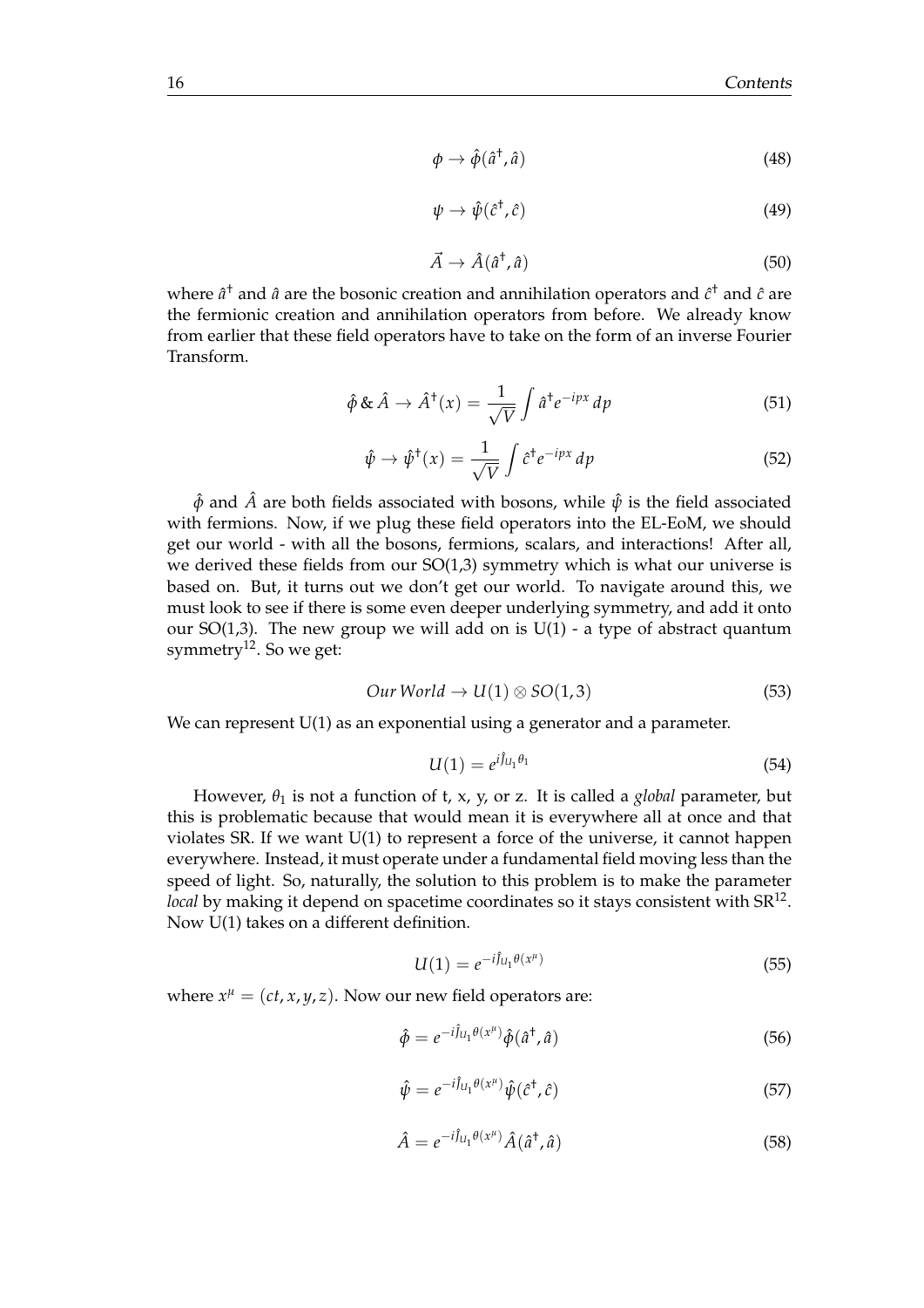$$\phi \rightarrow \hat{\phi}(\hat{a}^\dagger, \hat{a}) \tag{48}$$

$$\psi \rightarrow \hat{\psi}(\hat{c}^\dagger, \hat{c}) \tag{49}$$

$$\vec{A} \rightarrow \hat{A}(\hat{a}^\dagger, \hat{a}) \tag{50}$$

where $\hat{a}^\dagger$ and $\hat{a}$ are the bosonic creation and annihilation operators and $\hat{c}^\dagger$ and $\hat{c}$ are the fermionic creation and annihilation operators from before. We already know from earlier that these field operators have to take on the form of an inverse Fourier Transform.

$$\hat{\phi} \,\&\, \hat{A} \rightarrow \hat{A}^\dagger(x) = \frac{1}{\sqrt{V}} \int \hat{a}^\dagger e^{-ipx}\, dp \tag{51}$$

$$\hat{\psi} \rightarrow \hat{\psi}^\dagger(x) = \frac{1}{\sqrt{V}} \int \hat{c}^\dagger e^{-ipx}\, dp \tag{52}$$

$\hat{\phi}$ and $\hat{A}$ are both fields associated with bosons, while $\hat{\psi}$ is the field associated with fermions. Now, if we plug these field operators into the EL-EoM, we should get our world - with all the bosons, fermions, scalars, and interactions! After all, we derived these fields from our SO(1,3) symmetry which is what our universe is based on. But, it turns out we don't get our world. To navigate around this, we must look to see if there is some even deeper underlying symmetry, and add it onto our SO(1,3). The new group we will add on is U(1) - a type of abstract quantum symmetry[12]. So we get:

$$Our\, World \rightarrow U(1) \otimes SO(1,3) \tag{53}$$

We can represent U(1) as an exponential using a generator and a parameter.

$$U(1) = e^{i\hat{J}_{U_1}\theta_1} \tag{54}$$

However, $\theta_1$ is not a function of t, x, y, or z. It is called a *global* parameter, but this is problematic because that would mean it is everywhere all at once and that violates SR. If we want U(1) to represent a force of the universe, it cannot happen everywhere. Instead, it must operate under a fundamental field moving less than the speed of light. So, naturally, the solution to this problem is to make the parameter *local* by making it depend on spacetime coordinates so it stays consistent with SR[12]. Now U(1) takes on a different definition.

$$U(1) = e^{-i\hat{J}_{U_1}\theta(x^\mu)} \tag{55}$$

where $x^\mu = (ct, x, y, z)$. Now our new field operators are:

$$\hat{\phi} = e^{-i\hat{J}_{U_1}\theta(x^\mu)}\hat{\phi}(\hat{a}^\dagger, \hat{a}) \tag{56}$$

$$\hat{\psi} = e^{-i\hat{J}_{U_1}\theta(x^\mu)}\hat{\psi}(\hat{c}^\dagger, \hat{c}) \tag{57}$$

$$\hat{A} = e^{-i\hat{J}_{U_1}\theta(x^\mu)}\hat{A}(\hat{a}^\dagger, \hat{a}) \tag{58}$$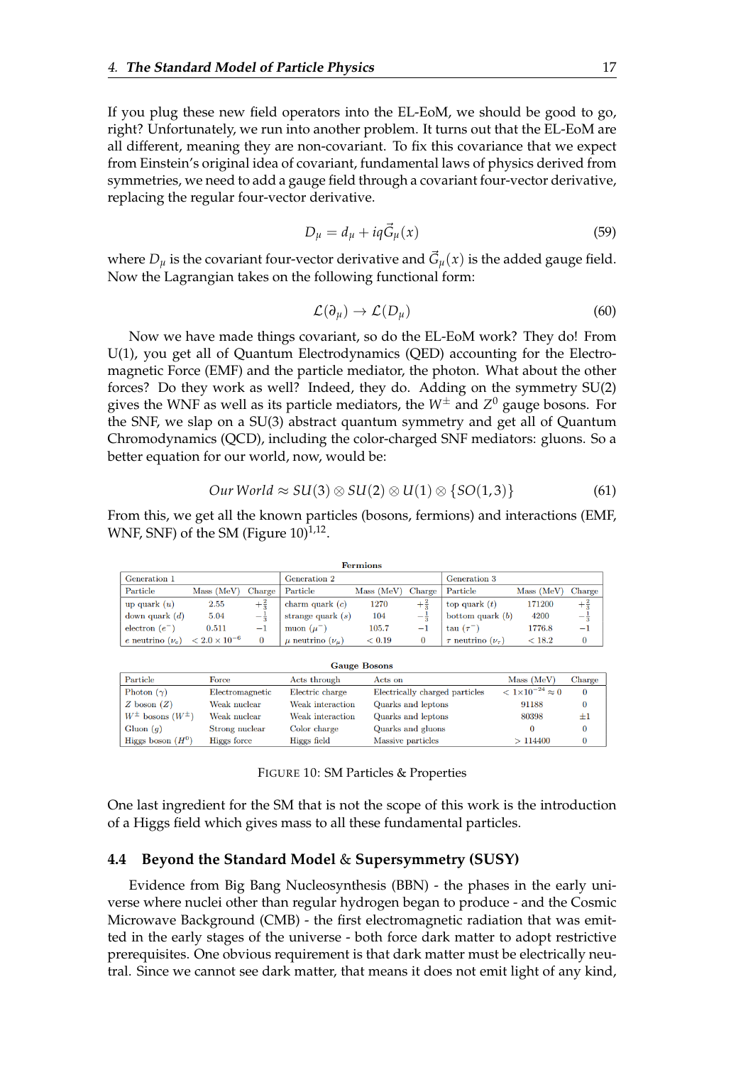If you plug these new field operators into the EL-EoM, we should be good to go, right? Unfortunately, we run into another problem. It turns out that the EL-EoM are all different, meaning they are non-covariant. To fix this covariance that we expect from Einstein's original idea of covariant, fundamental laws of physics derived from symmetries, we need to add a gauge field through a covariant four-vector derivative, replacing the regular four-vector derivative.

$$D_\mu = d_\mu + iq\vec{G}_\mu(x) \tag{59}$$

where $D_\mu$ is the covariant four-vector derivative and $\vec{G}_\mu(x)$ is the added gauge field. Now the Lagrangian takes on the following functional form:

$$\mathcal{L}(\partial_\mu) \rightarrow \mathcal{L}(D_\mu) \tag{60}$$

Now we have made things covariant, so do the EL-EoM work? They do! From U(1), you get all of Quantum Electrodynamics (QED) accounting for the Electromagnetic Force (EMF) and the particle mediator, the photon. What about the other forces? Do they work as well? Indeed, they do. Adding on the symmetry SU(2) gives the WNF as well as its particle mediators, the $W^\pm$ and $Z^0$ gauge bosons. For the SNF, we slap on a SU(3) abstract quantum symmetry and get all of Quantum Chromodynamics (QCD), including the color-charged SNF mediators: gluons. So a better equation for our world, now, would be:

$$Our\ World \approx SU(3) \otimes SU(2) \otimes U(1) \otimes \{SO(1,3)\} \tag{61}$$

From this, we get all the known particles (bosons, fermions) and interactions (EMF, WNF, SNF) of the SM (Figure 10)[1,12].

**Fermions**

| Generation 1 | | | Generation 2 | | | Generation 3 | | |
|---|---|---|---|---|---|---|---|---|
| Particle | Mass (MeV) | Charge | Particle | Mass (MeV) | Charge | Particle | Mass (MeV) | Charge |
| up quark ($u$) | 2.55 | $+\frac{2}{3}$ | charm quark ($c$) | 1270 | $+\frac{2}{3}$ | top quark ($t$) | 171200 | $+\frac{2}{3}$ |
| down quark ($d$) | 5.04 | $-\frac{1}{3}$ | strange quark ($s$) | 104 | $-\frac{1}{3}$ | bottom quark ($b$) | 4200 | $-\frac{1}{3}$ |
| electron ($e^-$) | 0.511 | $-1$ | muon ($\mu^-$) | 105.7 | $-1$ | tau ($\tau^-$) | 1776.8 | $-1$ |
| $e$ neutrino ($\nu_e$) | $< 2.0 \times 10^{-6}$ | 0 | $\mu$ neutrino ($\nu_\mu$) | $< 0.19$ | 0 | $\tau$ neutrino ($\nu_\tau$) | $< 18.2$ | 0 |

**Gauge Bosons**

| Particle | Force | Acts through | Acts on | Mass (MeV) | Charge |
|---|---|---|---|---|---|
| Photon ($\gamma$) | Electromagnetic | Electric charge | Electrically charged particles | $< 1\times10^{-24} \approx 0$ | 0 |
| $Z$ boson ($Z$) | Weak nuclear | Weak interaction | Quarks and leptons | 91188 | 0 |
| $W^\pm$ bosons ($W^\pm$) | Weak nuclear | Weak interaction | Quarks and leptons | 80398 | $\pm1$ |
| Gluon ($g$) | Strong nuclear | Color charge | Quarks and gluons | 0 | 0 |
| Higgs boson ($H^0$) | Higgs force | Higgs field | Massive particles | $> 114400$ | 0 |

FIGURE 10: SM Particles & Properties

One last ingredient for the SM that is not the scope of this work is the introduction of a Higgs field which gives mass to all these fundamental particles.

### 4.4 Beyond the Standard Model & Supersymmetry (SUSY)

Evidence from Big Bang Nucleosynthesis (BBN) - the phases in the early universe where nuclei other than regular hydrogen began to produce - and the Cosmic Microwave Background (CMB) - the first electromagnetic radiation that was emitted in the early stages of the universe - both force dark matter to adopt restrictive prerequisites. One obvious requirement is that dark matter must be electrically neutral. Since we cannot see dark matter, that means it does not emit light of any kind,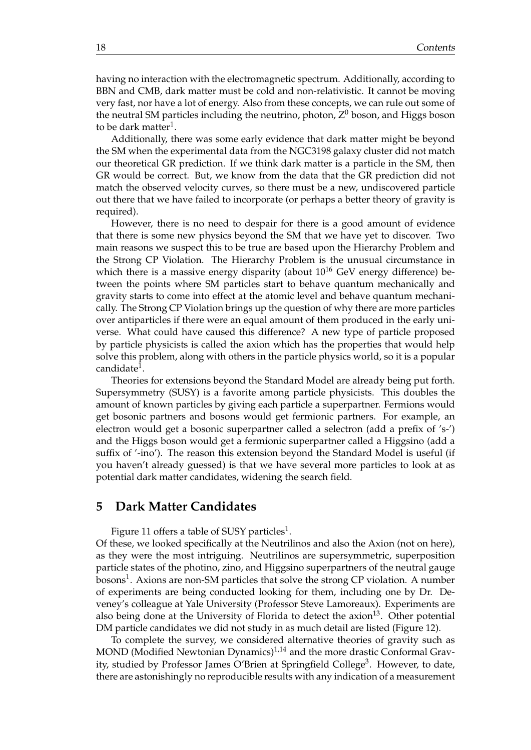having no interaction with the electromagnetic spectrum. Additionally, according to BBN and CMB, dark matter must be cold and non-relativistic. It cannot be moving very fast, nor have a lot of energy. Also from these concepts, we can rule out some of the neutral SM particles including the neutrino, photon, $Z^0$ boson, and Higgs boson to be dark matter[1].

Additionally, there was some early evidence that dark matter might be beyond the SM when the experimental data from the NGC3198 galaxy cluster did not match our theoretical GR prediction. If we think dark matter is a particle in the SM, then GR would be correct. But, we know from the data that the GR prediction did not match the observed velocity curves, so there must be a new, undiscovered particle out there that we have failed to incorporate (or perhaps a better theory of gravity is required).

However, there is no need to despair for there is a good amount of evidence that there is some new physics beyond the SM that we have yet to discover. Two main reasons we suspect this to be true are based upon the Hierarchy Problem and the Strong CP Violation. The Hierarchy Problem is the unusual circumstance in which there is a massive energy disparity (about $10^{16}$ GeV energy difference) between the points where SM particles start to behave quantum mechanically and gravity starts to come into effect at the atomic level and behave quantum mechanically. The Strong CP Violation brings up the question of why there are more particles over antiparticles if there were an equal amount of them produced in the early universe. What could have caused this difference? A new type of particle proposed by particle physicists is called the axion which has the properties that would help solve this problem, along with others in the particle physics world, so it is a popular candidate[1].

Theories for extensions beyond the Standard Model are already being put forth. Supersymmetry (SUSY) is a favorite among particle physicists. This doubles the amount of known particles by giving each particle a superpartner. Fermions would get bosonic partners and bosons would get fermionic partners. For example, an electron would get a bosonic superpartner called a selectron (add a prefix of 's-') and the Higgs boson would get a fermionic superpartner called a Higgsino (add a suffix of '-ino'). The reason this extension beyond the Standard Model is useful (if you haven't already guessed) is that we have several more particles to look at as potential dark matter candidates, widening the search field.

## 5 Dark Matter Candidates

Figure 11 offers a table of SUSY particles[1].
Of these, we looked specifically at the Neutrilinos and also the Axion (not on here), as they were the most intriguing. Neutrilinos are supersymmetric, superposition particle states of the photino, zino, and Higgsino superpartners of the neutral gauge bosons[1]. Axions are non-SM particles that solve the strong CP violation. A number of experiments are being conducted looking for them, including one by Dr. Deveney's colleague at Yale University (Professor Steve Lamoreaux). Experiments are also being done at the University of Florida to detect the axion[13]. Other potential DM particle candidates we did not study in as much detail are listed (Figure 12).

To complete the survey, we considered alternative theories of gravity such as MOND (Modified Newtonian Dynamics)[1,14] and the more drastic Conformal Gravity, studied by Professor James O'Brien at Springfield College[3]. However, to date, there are astonishingly no reproducible results with any indication of a measurement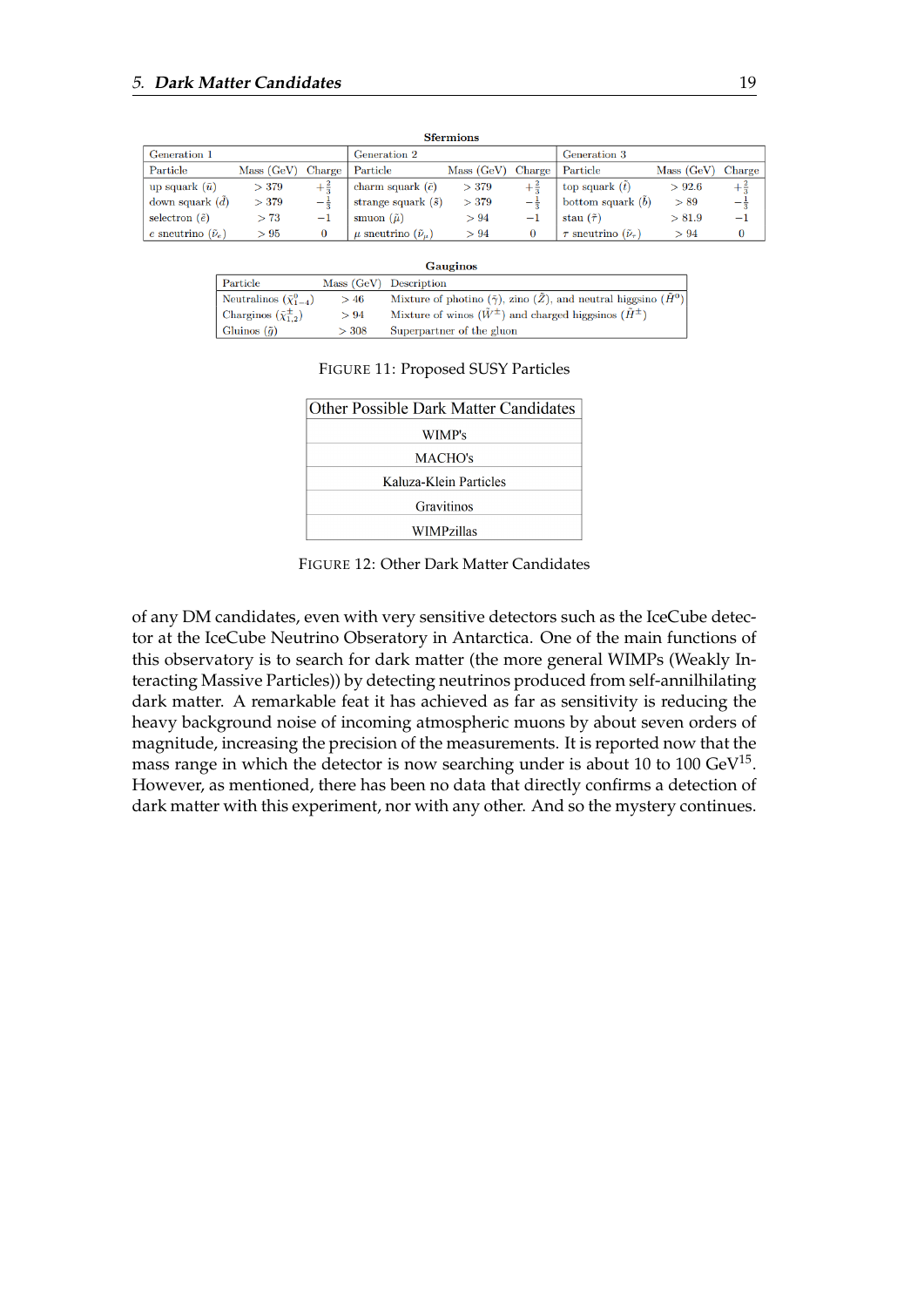**Sfermions**

| Generation 1 | | | Generation 2 | | | Generation 3 | | |
|---|---|---|---|---|---|---|---|---|
| Particle | Mass (GeV) | Charge | Particle | Mass (GeV) | Charge | Particle | Mass (GeV) | Charge |
| up squark ($\tilde{u}$) | $> 379$ | $+\frac{2}{3}$ | charm squark ($\tilde{c}$) | $> 379$ | $+\frac{2}{3}$ | top squark ($\tilde{t}$) | $> 92.6$ | $+\frac{2}{3}$ |
| down squark ($\tilde{d}$) | $> 379$ | $-\frac{1}{3}$ | strange squark ($\tilde{s}$) | $> 379$ | $-\frac{1}{3}$ | bottom squark ($\tilde{b}$) | $> 89$ | $-\frac{1}{3}$ |
| selectron ($\tilde{e}$) | $> 73$ | $-1$ | smuon ($\tilde{\mu}$) | $> 94$ | $-1$ | stau ($\tilde{\tau}$) | $> 81.9$ | $-1$ |
| $e$ sneutrino ($\tilde{\nu}_e$) | $> 95$ | 0 | $\mu$ sneutrino ($\tilde{\nu}_\mu$) | $> 94$ | 0 | $\tau$ sneutrino ($\tilde{\nu}_\tau$) | $> 94$ | 0 |

**Gauginos**

| Particle | Mass (GeV) | Description |
|---|---|---|
| Neutralinos ($\tilde{\chi}^0_{1-4}$) | $> 46$ | Mixture of photino ($\tilde{\gamma}$), zino ($\tilde{Z}$), and neutral higgsino ($\tilde{H}^0$) |
| Charginos ($\tilde{\chi}^\pm_{1,2}$) | $> 94$ | Mixture of winos ($\tilde{W}^\pm$) and charged higgsinos ($\tilde{H}^\pm$) |
| Gluinos ($\tilde{g}$) | $> 308$ | Superpartner of the gluon |

FIGURE 11: Proposed SUSY Particles

| Other Possible Dark Matter Candidates |
|---|
| WIMP's |
| MACHO's |
| Kaluza-Klein Particles |
| Gravitinos |
| WIMPzillas |

FIGURE 12: Other Dark Matter Candidates

of any DM candidates, even with very sensitive detectors such as the IceCube detector at the IceCube Neutrino Obseratory in Antarctica. One of the main functions of this observatory is to search for dark matter (the more general WIMPs (Weakly Interacting Massive Particles)) by detecting neutrinos produced from self-annihilating dark matter. A remarkable feat it has achieved as far as sensitivity is reducing the heavy background noise of incoming atmospheric muons by about seven orders of magnitude, increasing the precision of the measurements. It is reported now that the mass range in which the detector is now searching under is about 10 to 100 GeV[15]. However, as mentioned, there has been no data that directly confirms a detection of dark matter with this experiment, nor with any other. And so the mystery continues.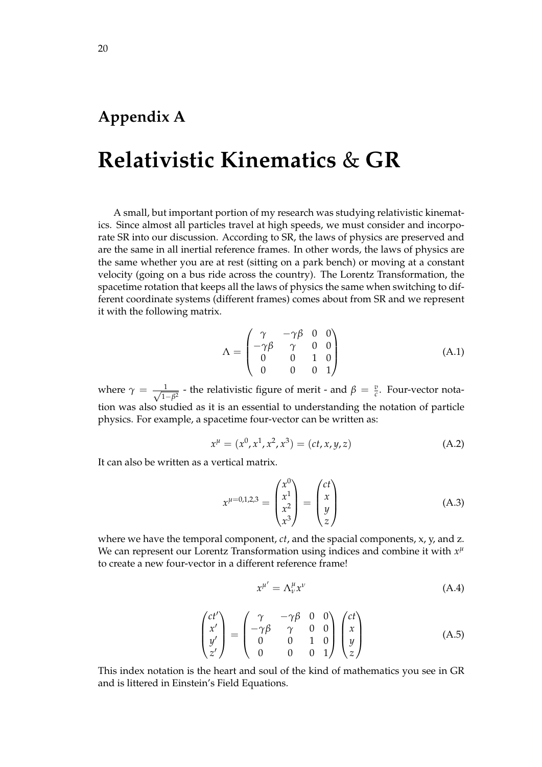# Appendix A

# Relativistic Kinematics & GR

A small, but important portion of my research was studying relativistic kinematics. Since almost all particles travel at high speeds, we must consider and incorporate SR into our discussion. According to SR, the laws of physics are preserved and are the same in all inertial reference frames. In other words, the laws of physics are the same whether you are at rest (sitting on a park bench) or moving at a constant velocity (going on a bus ride across the country). The Lorentz Transformation, the spacetime rotation that keeps all the laws of physics the same when switching to different coordinate systems (different frames) comes about from SR and we represent it with the following matrix.

$$\Lambda = \begin{pmatrix} \gamma & -\gamma\beta & 0 & 0 \\ -\gamma\beta & \gamma & 0 & 0 \\ 0 & 0 & 1 & 0 \\ 0 & 0 & 0 & 1 \end{pmatrix} \tag{A.1}$$

where $\gamma = \frac{1}{\sqrt{1-\beta^2}}$ - the relativistic figure of merit - and $\beta = \frac{v}{c}$. Four-vector notation was also studied as it is an essential to understanding the notation of particle physics. For example, a spacetime four-vector can be written as:

$$x^{\mu} = (x^0, x^1, x^2, x^3) = (ct, x, y, z) \tag{A.2}$$

It can also be written as a vertical matrix.

$$x^{\mu=0,1,2,3} = \begin{pmatrix} x^0 \\ x^1 \\ x^2 \\ x^3 \end{pmatrix} = \begin{pmatrix} ct \\ x \\ y \\ z \end{pmatrix} \tag{A.3}$$

where we have the temporal component, $ct$, and the spacial components, x, y, and z. We can represent our Lorentz Transformation using indices and combine it with $x^{\mu}$ to create a new four-vector in a different reference frame!

$$x^{\mu'} = \Lambda^{\mu}_{\nu} x^{\nu} \tag{A.4}$$

$$\begin{pmatrix} ct' \\ x' \\ y' \\ z' \end{pmatrix} = \begin{pmatrix} \gamma & -\gamma\beta & 0 & 0 \\ -\gamma\beta & \gamma & 0 & 0 \\ 0 & 0 & 1 & 0 \\ 0 & 0 & 0 & 1 \end{pmatrix} \begin{pmatrix} ct \\ x \\ y \\ z \end{pmatrix} \tag{A.5}$$

This index notation is the heart and soul of the kind of mathematics you see in GR and is littered in Einstein's Field Equations.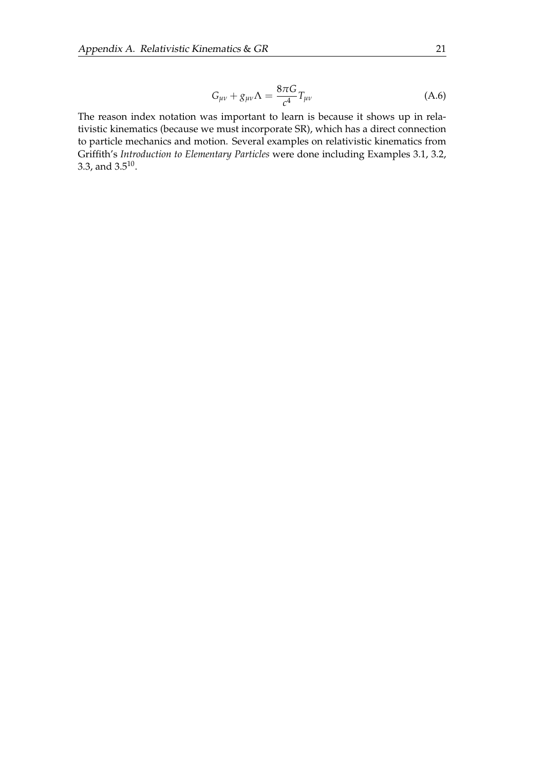$$G_{\mu\nu} + g_{\mu\nu}\Lambda = \frac{8\pi G}{c^4}T_{\mu\nu} \tag{A.6}$$

The reason index notation was important to learn is because it shows up in relativistic kinematics (because we must incorporate SR), which has a direct connection to particle mechanics and motion. Several examples on relativistic kinematics from Griffith's *Introduction to Elementary Particles* were done including Examples 3.1, 3.2, 3.3, and 3.5[10].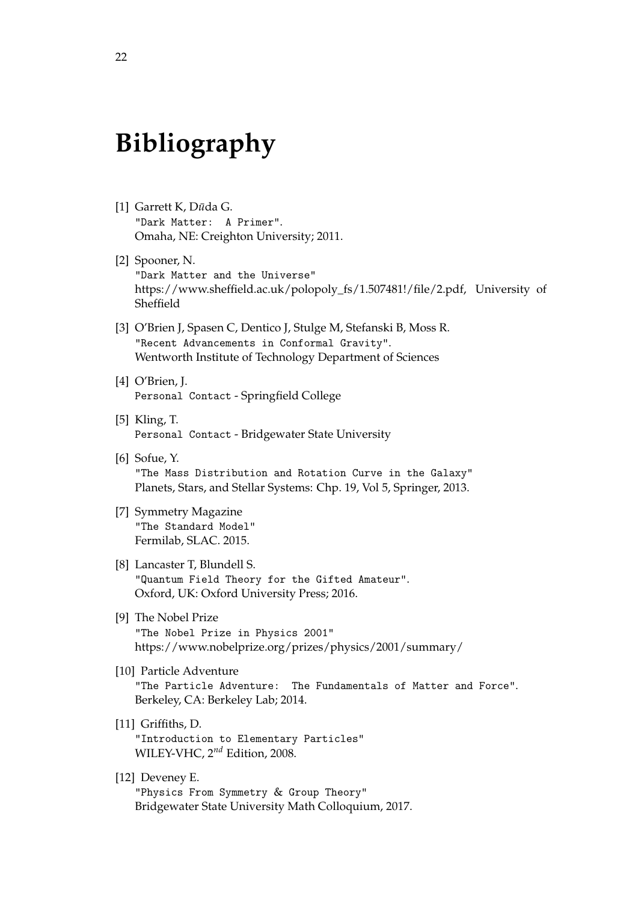# Bibliography

[1] Garrett K, Dūda G.
"Dark Matter: A Primer".
Omaha, NE: Creighton University; 2011.

[2] Spooner, N.
"Dark Matter and the Universe"
https://www.sheffield.ac.uk/polopoly_fs/1.507481!/file/2.pdf, University of Sheffield

[3] O'Brien J, Spasen C, Dentico J, Stulge M, Stefanski B, Moss R.
"Recent Advancements in Conformal Gravity".
Wentworth Institute of Technology Department of Sciences

[4] O'Brien, J.
Personal Contact - Springfield College

[5] Kling, T.
Personal Contact - Bridgewater State University

[6] Sofue, Y.
"The Mass Distribution and Rotation Curve in the Galaxy"
Planets, Stars, and Stellar Systems: Chp. 19, Vol 5, Springer, 2013.

[7] Symmetry Magazine
"The Standard Model"
Fermilab, SLAC. 2015.

[8] Lancaster T, Blundell S.
"Quantum Field Theory for the Gifted Amateur".
Oxford, UK: Oxford University Press; 2016.

[9] The Nobel Prize
"The Nobel Prize in Physics 2001"
https://www.nobelprize.org/prizes/physics/2001/summary/

[10] Particle Adventure
"The Particle Adventure: The Fundamentals of Matter and Force".
Berkeley, CA: Berkeley Lab; 2014.

[11] Griffiths, D.
"Introduction to Elementary Particles"
WILEY-VHC, $2^{nd}$ Edition, 2008.

[12] Deveney E.
"Physics From Symmetry & Group Theory"
Bridgewater State University Math Colloquium, 2017.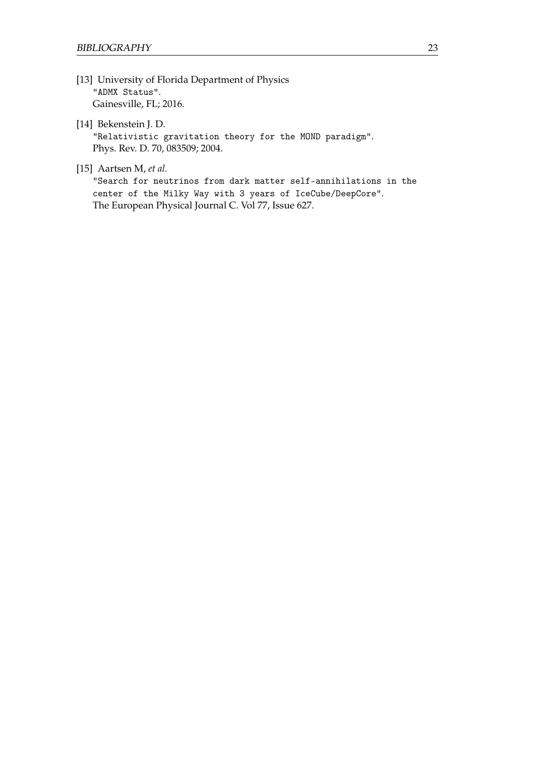[13] University of Florida Department of Physics
`"ADMX Status".`
Gainesville, FL; 2016.

[14] Bekenstein J. D.
`"Relativistic gravitation theory for the MOND paradigm".`
Phys. Rev. D. 70, 083509; 2004.

[15] Aartsen M, *et al.*
`"Search for neutrinos from dark matter self-annihilations in the center of the Milky Way with 3 years of IceCube/DeepCore".`
The European Physical Journal C. Vol 77, Issue 627.